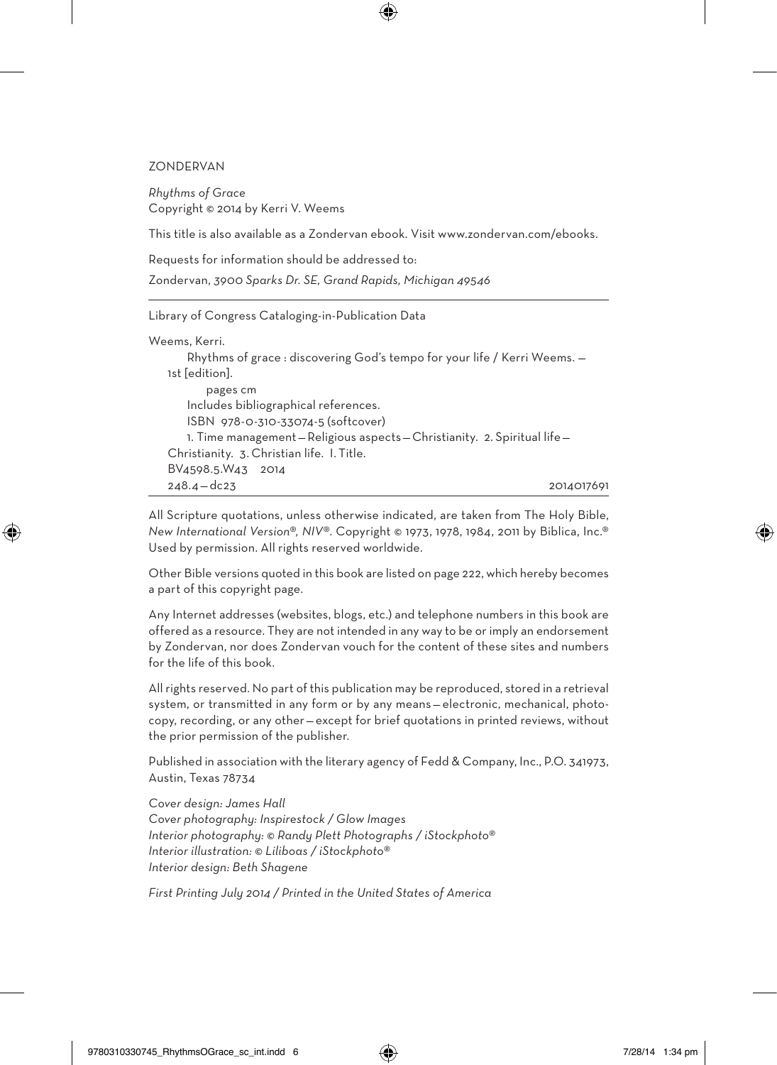ZONDERVAN

*Rhythms of Grace*
Copyright © 2014 by Kerri V. Weems

This title is also available as a Zondervan ebook. Visit www.zondervan.com/ebooks.

Requests for information should be addressed to:

Zondervan, *3900 Sparks Dr. SE, Grand Rapids, Michigan 49546*

---

Library of Congress Cataloging-in-Publication Data

Weems, Kerri.
Rhythms of grace : discovering God's tempo for your life / Kerri Weems. — 1st [edition].
pages cm
Includes bibliographical references.
ISBN 978-0-310-33074-5 (softcover)
1. Time management — Religious aspects — Christianity. 2. Spiritual life — Christianity. 3. Christian life. I. Title.
BV4598.5.W43 2014
248.4 — dc23 2014017691

---

All Scripture quotations, unless otherwise indicated, are taken from The Holy Bible, *New International Version®, NIV®*. Copyright © 1973, 1978, 1984, 2011 by Biblica, Inc.® Used by permission. All rights reserved worldwide.

Other Bible versions quoted in this book are listed on page 222, which hereby becomes a part of this copyright page.

Any Internet addresses (websites, blogs, etc.) and telephone numbers in this book are offered as a resource. They are not intended in any way to be or imply an endorsement by Zondervan, nor does Zondervan vouch for the content of these sites and numbers for the life of this book.

All rights reserved. No part of this publication may be reproduced, stored in a retrieval system, or transmitted in any form or by any means — electronic, mechanical, photocopy, recording, or any other — except for brief quotations in printed reviews, without the prior permission of the publisher.

Published in association with the literary agency of Fedd & Company, Inc., P.O. 341973, Austin, Texas 78734

*Cover design: James Hall*
*Cover photography: Inspirestock / Glow Images*
*Interior photography: © Randy Plett Photographs / iStockphoto®*
*Interior illustration: © Liliboas / iStockphoto®*
*Interior design: Beth Shagene*

*First Printing July 2014 / Printed in the United States of America*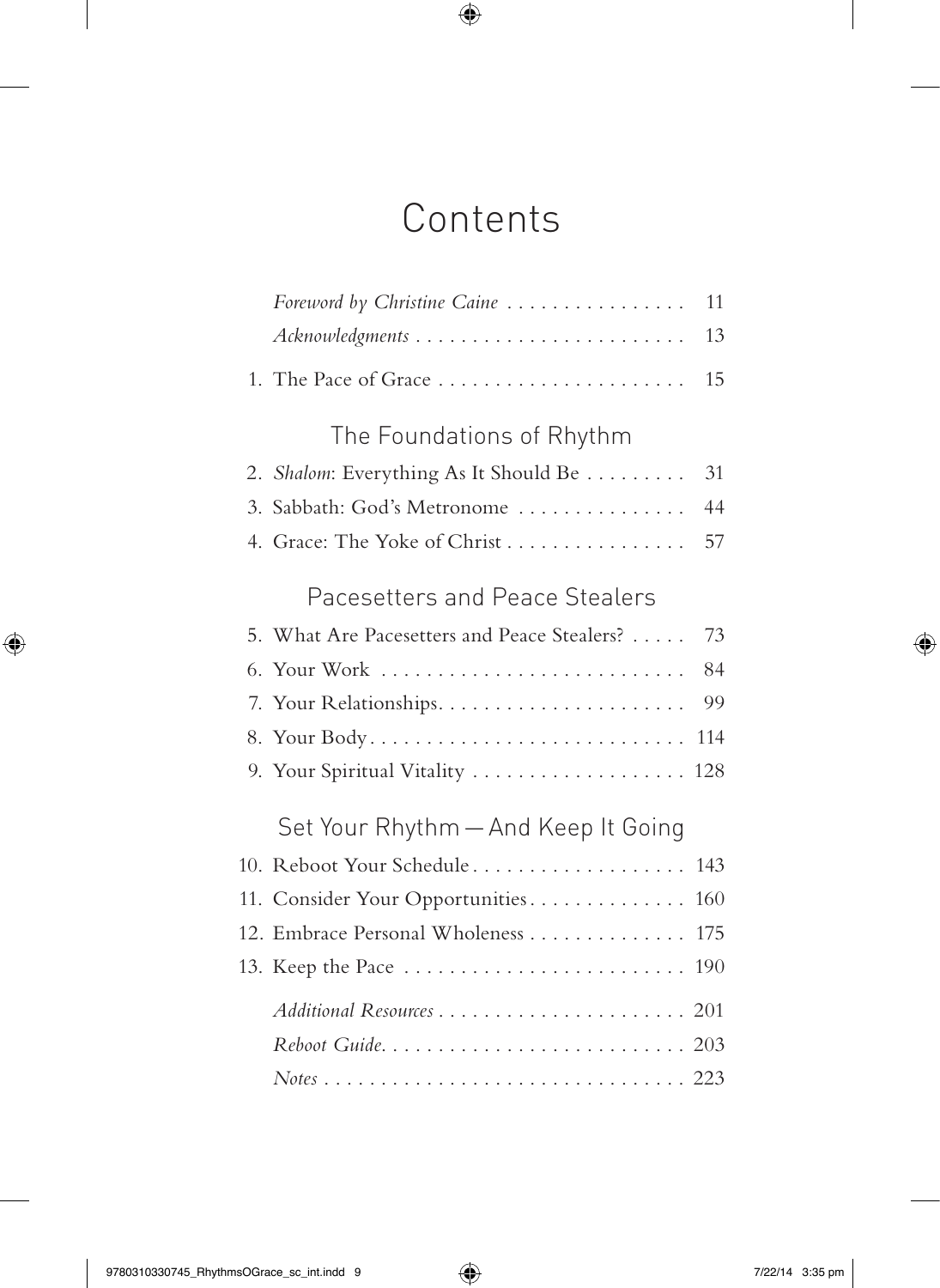# Contents

*Foreword by Christine Caine* . . . . . . . . . . . . . . . . 11
*Acknowledgments* . . . . . . . . . . . . . . . . . . . . . . . . 13

1. The Pace of Grace . . . . . . . . . . . . . . . . . . . . . . . 15

## The Foundations of Rhythm

2. *Shalom*: Everything As It Should Be . . . . . . . . . 31
3. Sabbath: God's Metronome . . . . . . . . . . . . . . . 44
4. Grace: The Yoke of Christ . . . . . . . . . . . . . . . . 57

## Pacesetters and Peace Stealers

5. What Are Pacesetters and Peace Stealers? . . . . . 73
6. Your Work . . . . . . . . . . . . . . . . . . . . . . . . . . . 84
7. Your Relationships. . . . . . . . . . . . . . . . . . . . . . 99
8. Your Body. . . . . . . . . . . . . . . . . . . . . . . . . . . . 114
9. Your Spiritual Vitality . . . . . . . . . . . . . . . . . . . 128

## Set Your Rhythm—And Keep It Going

10. Reboot Your Schedule. . . . . . . . . . . . . . . . . . . 143
11. Consider Your Opportunities. . . . . . . . . . . . . . 160
12. Embrace Personal Wholeness . . . . . . . . . . . . . . 175
13. Keep the Pace . . . . . . . . . . . . . . . . . . . . . . . . . 190

*Additional Resources* . . . . . . . . . . . . . . . . . . . . . . 201
*Reboot Guide*. . . . . . . . . . . . . . . . . . . . . . . . . . . 203
*Notes* . . . . . . . . . . . . . . . . . . . . . . . . . . . . . . . . 223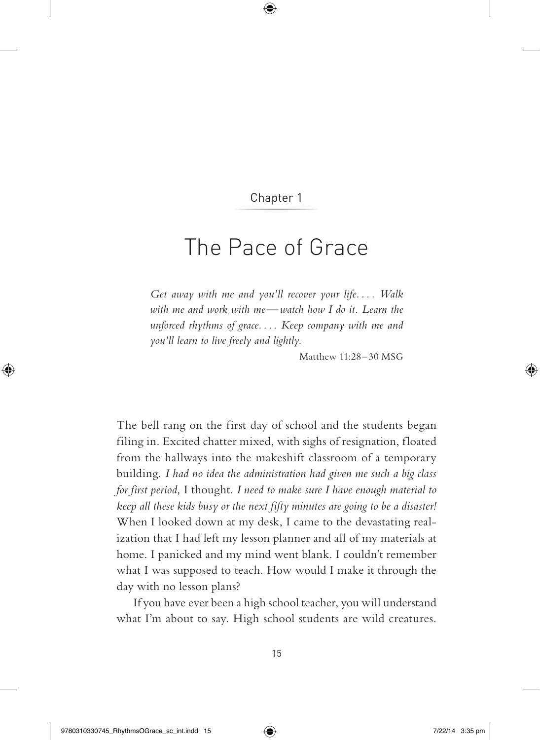Chapter 1

# The Pace of Grace

*Get away with me and you'll recover your life. . . . Walk with me and work with me—watch how I do it. Learn the unforced rhythms of grace. . . . Keep company with me and you'll learn to live freely and lightly.*

Matthew 11:28–30 MSG

The bell rang on the first day of school and the students began filing in. Excited chatter mixed, with sighs of resignation, floated from the hallways into the makeshift classroom of a temporary building. *I had no idea the administration had given me such a big class for first period,* I thought. *I need to make sure I have enough material to keep all these kids busy or the next fifty minutes are going to be a disaster!* When I looked down at my desk, I came to the devastating realization that I had left my lesson planner and all of my materials at home. I panicked and my mind went blank. I couldn't remember what I was supposed to teach. How would I make it through the day with no lesson plans?

If you have ever been a high school teacher, you will understand what I'm about to say. High school students are wild creatures.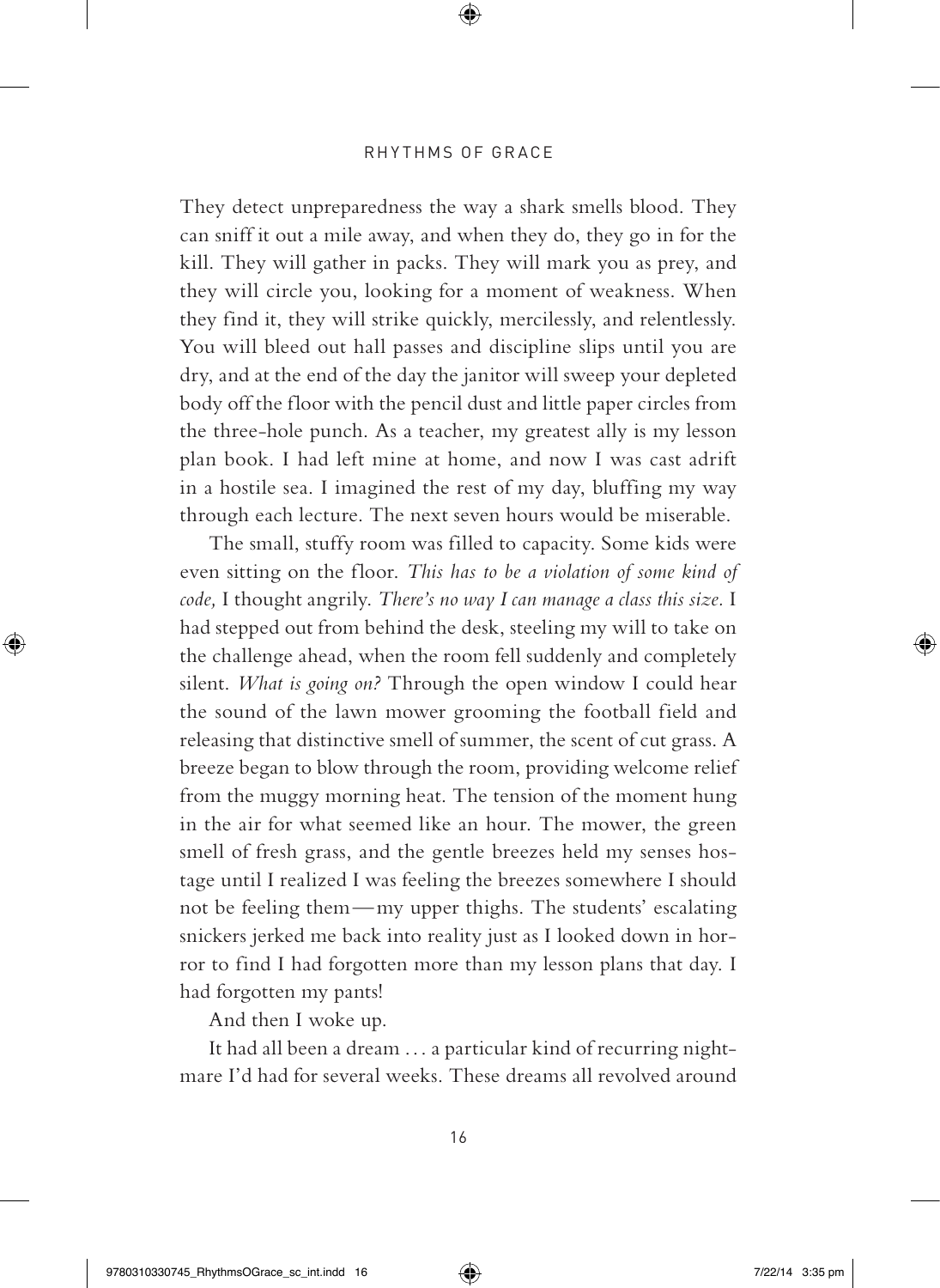They detect unpreparedness the way a shark smells blood. They can sniff it out a mile away, and when they do, they go in for the kill. They will gather in packs. They will mark you as prey, and they will circle you, looking for a moment of weakness. When they find it, they will strike quickly, mercilessly, and relentlessly. You will bleed out hall passes and discipline slips until you are dry, and at the end of the day the janitor will sweep your depleted body off the floor with the pencil dust and little paper circles from the three-hole punch. As a teacher, my greatest ally is my lesson plan book. I had left mine at home, and now I was cast adrift in a hostile sea. I imagined the rest of my day, bluffing my way through each lecture. The next seven hours would be miserable.

The small, stuffy room was filled to capacity. Some kids were even sitting on the floor. *This has to be a violation of some kind of code,* I thought angrily. *There's no way I can manage a class this size.* I had stepped out from behind the desk, steeling my will to take on the challenge ahead, when the room fell suddenly and completely silent. *What is going on?* Through the open window I could hear the sound of the lawn mower grooming the football field and releasing that distinctive smell of summer, the scent of cut grass. A breeze began to blow through the room, providing welcome relief from the muggy morning heat. The tension of the moment hung in the air for what seemed like an hour. The mower, the green smell of fresh grass, and the gentle breezes held my senses hostage until I realized I was feeling the breezes somewhere I should not be feeling them—my upper thighs. The students' escalating snickers jerked me back into reality just as I looked down in horror to find I had forgotten more than my lesson plans that day. I had forgotten my pants!

And then I woke up.

It had all been a dream . . . a particular kind of recurring nightmare I'd had for several weeks. These dreams all revolved around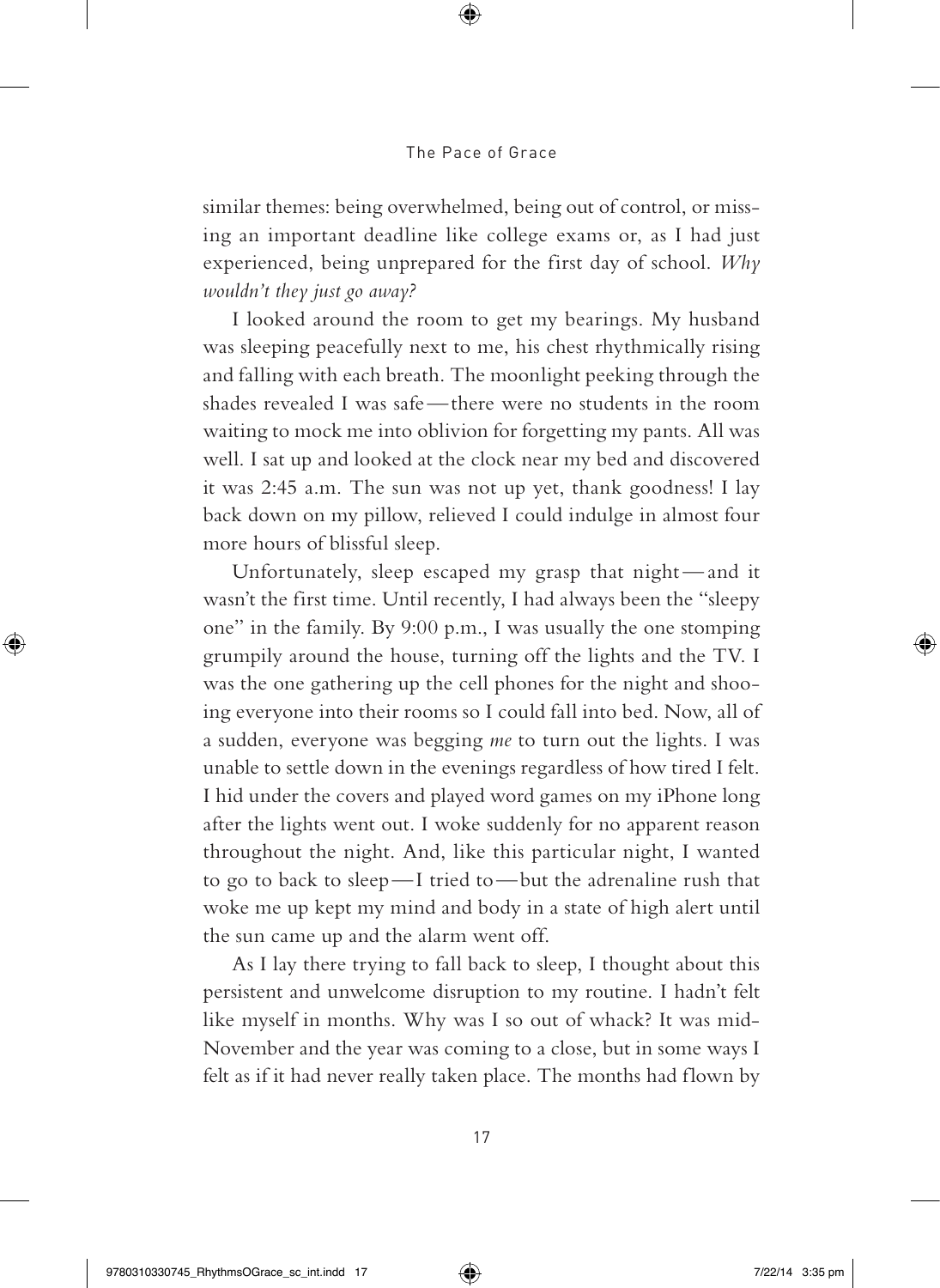similar themes: being overwhelmed, being out of control, or missing an important deadline like college exams or, as I had just experienced, being unprepared for the first day of school. *Why wouldn't they just go away?*

I looked around the room to get my bearings. My husband was sleeping peacefully next to me, his chest rhythmically rising and falling with each breath. The moonlight peeking through the shades revealed I was safe—there were no students in the room waiting to mock me into oblivion for forgetting my pants. All was well. I sat up and looked at the clock near my bed and discovered it was 2:45 a.m. The sun was not up yet, thank goodness! I lay back down on my pillow, relieved I could indulge in almost four more hours of blissful sleep.

Unfortunately, sleep escaped my grasp that night—and it wasn't the first time. Until recently, I had always been the "sleepy one" in the family. By 9:00 p.m., I was usually the one stomping grumpily around the house, turning off the lights and the TV. I was the one gathering up the cell phones for the night and shooing everyone into their rooms so I could fall into bed. Now, all of a sudden, everyone was begging *me* to turn out the lights. I was unable to settle down in the evenings regardless of how tired I felt. I hid under the covers and played word games on my iPhone long after the lights went out. I woke suddenly for no apparent reason throughout the night. And, like this particular night, I wanted to go to back to sleep—I tried to—but the adrenaline rush that woke me up kept my mind and body in a state of high alert until the sun came up and the alarm went off.

As I lay there trying to fall back to sleep, I thought about this persistent and unwelcome disruption to my routine. I hadn't felt like myself in months. Why was I so out of whack? It was mid-November and the year was coming to a close, but in some ways I felt as if it had never really taken place. The months had flown by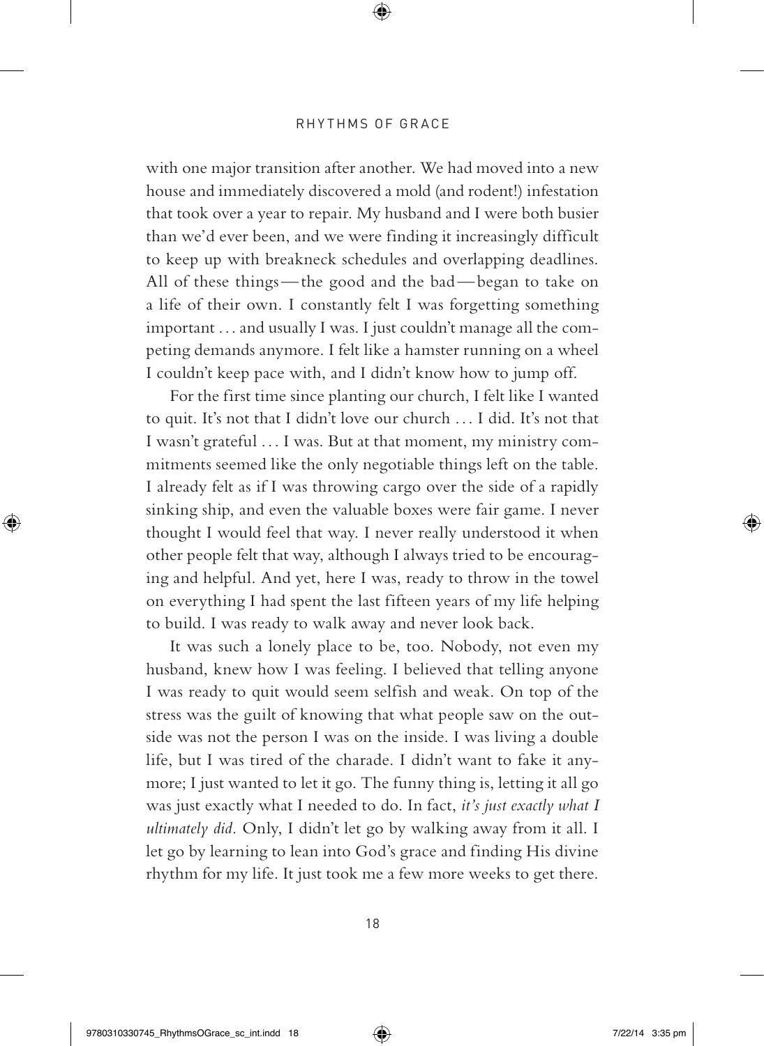with one major transition after another. We had moved into a new house and immediately discovered a mold (and rodent!) infestation that took over a year to repair. My husband and I were both busier than we'd ever been, and we were finding it increasingly difficult to keep up with breakneck schedules and overlapping deadlines. All of these things — the good and the bad — began to take on a life of their own. I constantly felt I was forgetting something important . . . and usually I was. I just couldn't manage all the competing demands anymore. I felt like a hamster running on a wheel I couldn't keep pace with, and I didn't know how to jump off.

For the first time since planting our church, I felt like I wanted to quit. It's not that I didn't love our church . . . I did. It's not that I wasn't grateful . . . I was. But at that moment, my ministry commitments seemed like the only negotiable things left on the table. I already felt as if I was throwing cargo over the side of a rapidly sinking ship, and even the valuable boxes were fair game. I never thought I would feel that way. I never really understood it when other people felt that way, although I always tried to be encouraging and helpful. And yet, here I was, ready to throw in the towel on everything I had spent the last fifteen years of my life helping to build. I was ready to walk away and never look back.

It was such a lonely place to be, too. Nobody, not even my husband, knew how I was feeling. I believed that telling anyone I was ready to quit would seem selfish and weak. On top of the stress was the guilt of knowing that what people saw on the outside was not the person I was on the inside. I was living a double life, but I was tired of the charade. I didn't want to fake it anymore; I just wanted to let it go. The funny thing is, letting it all go was just exactly what I needed to do. In fact, *it's just exactly what I ultimately did.* Only, I didn't let go by walking away from it all. I let go by learning to lean into God's grace and finding His divine rhythm for my life. It just took me a few more weeks to get there.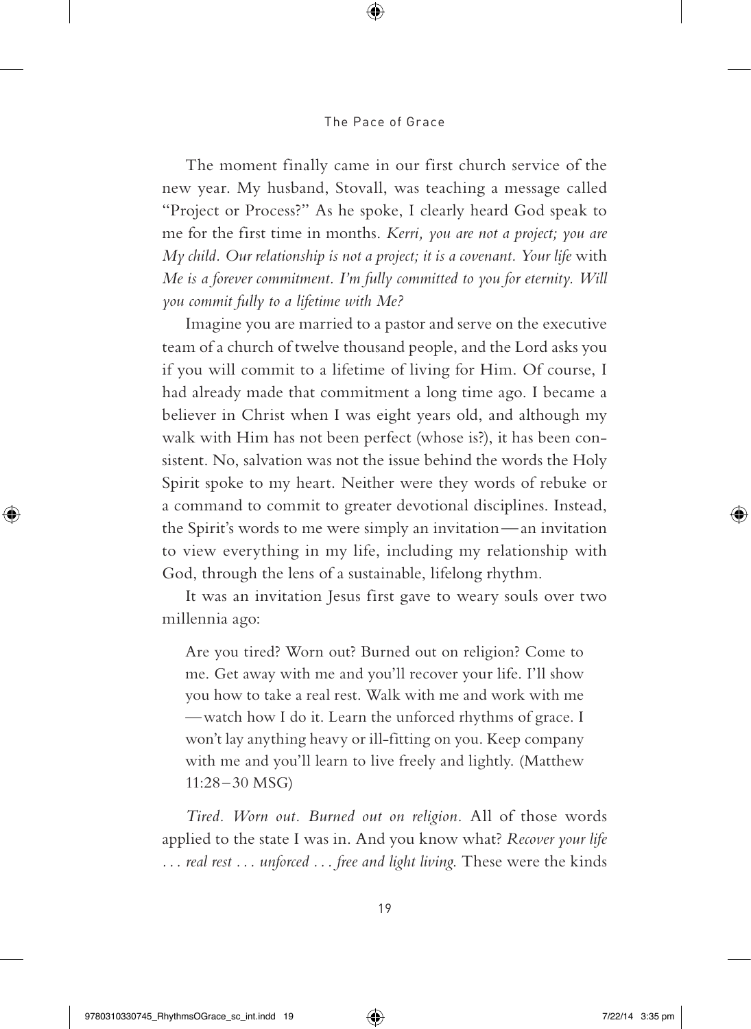The moment finally came in our first church service of the new year. My husband, Stovall, was teaching a message called "Project or Process?" As he spoke, I clearly heard God speak to me for the first time in months. *Kerri, you are not a project; you are My child. Our relationship is not a project; it is a covenant. Your life* with *Me is a forever commitment. I'm fully committed to you for eternity. Will you commit fully to a lifetime with Me?*

Imagine you are married to a pastor and serve on the executive team of a church of twelve thousand people, and the Lord asks you if you will commit to a lifetime of living for Him. Of course, I had already made that commitment a long time ago. I became a believer in Christ when I was eight years old, and although my walk with Him has not been perfect (whose is?), it has been consistent. No, salvation was not the issue behind the words the Holy Spirit spoke to my heart. Neither were they words of rebuke or a command to commit to greater devotional disciplines. Instead, the Spirit's words to me were simply an invitation—an invitation to view everything in my life, including my relationship with God, through the lens of a sustainable, lifelong rhythm.

It was an invitation Jesus first gave to weary souls over two millennia ago:

> Are you tired? Worn out? Burned out on religion? Come to me. Get away with me and you'll recover your life. I'll show you how to take a real rest. Walk with me and work with me—watch how I do it. Learn the unforced rhythms of grace. I won't lay anything heavy or ill-fitting on you. Keep company with me and you'll learn to live freely and lightly. (Matthew 11:28–30 MSG)

*Tired. Worn out. Burned out on religion.* All of those words applied to the state I was in. And you know what? *Recover your life . . . real rest . . . unforced . . . free and light living.* These were the kinds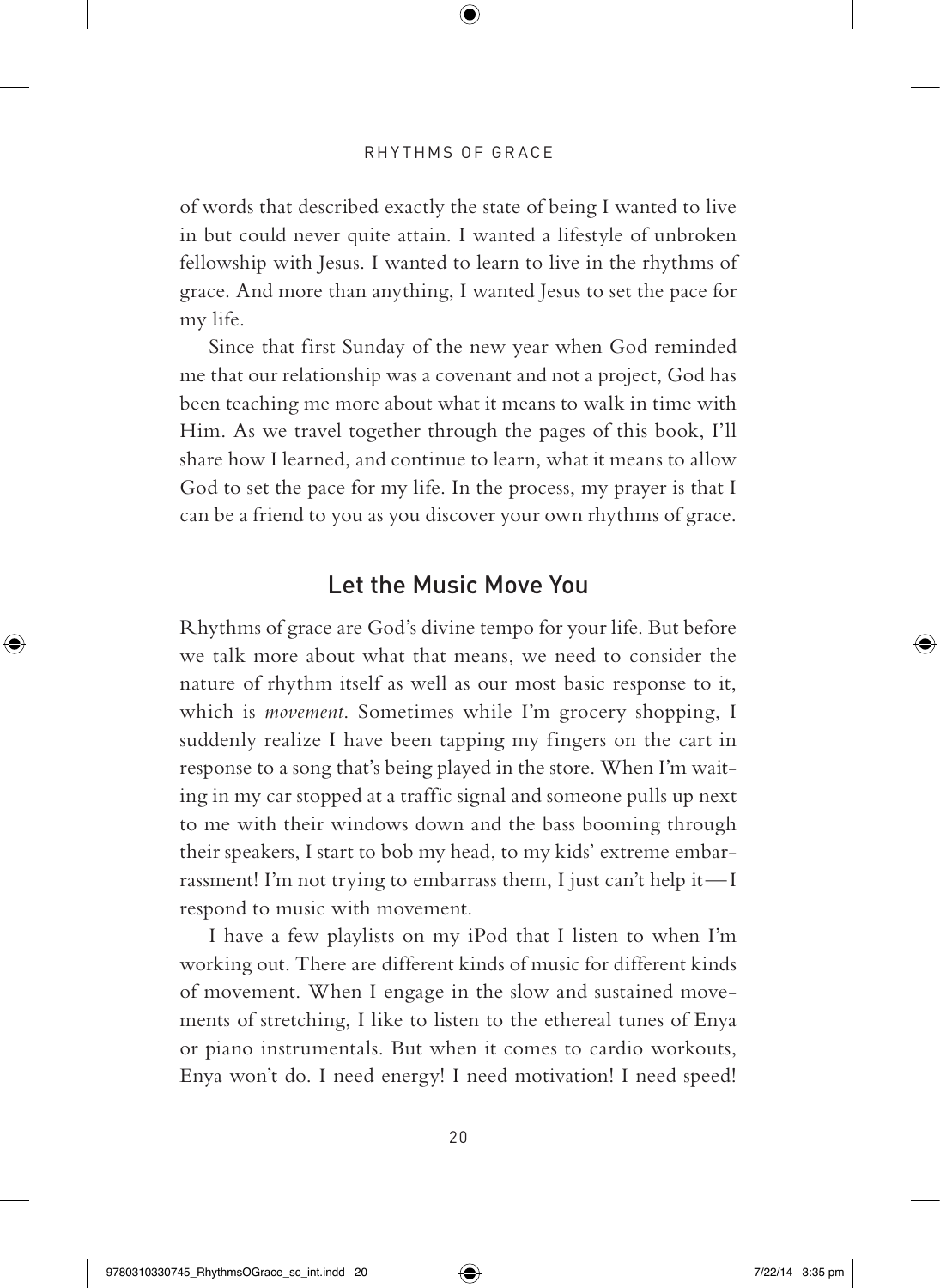of words that described exactly the state of being I wanted to live in but could never quite attain. I wanted a lifestyle of unbroken fellowship with Jesus. I wanted to learn to live in the rhythms of grace. And more than anything, I wanted Jesus to set the pace for my life.

Since that first Sunday of the new year when God reminded me that our relationship was a covenant and not a project, God has been teaching me more about what it means to walk in time with Him. As we travel together through the pages of this book, I'll share how I learned, and continue to learn, what it means to allow God to set the pace for my life. In the process, my prayer is that I can be a friend to you as you discover your own rhythms of grace.

## Let the Music Move You

Rhythms of grace are God's divine tempo for your life. But before we talk more about what that means, we need to consider the nature of rhythm itself as well as our most basic response to it, which is *movement*. Sometimes while I'm grocery shopping, I suddenly realize I have been tapping my fingers on the cart in response to a song that's being played in the store. When I'm waiting in my car stopped at a traffic signal and someone pulls up next to me with their windows down and the bass booming through their speakers, I start to bob my head, to my kids' extreme embarrassment! I'm not trying to embarrass them, I just can't help it—I respond to music with movement.

I have a few playlists on my iPod that I listen to when I'm working out. There are different kinds of music for different kinds of movement. When I engage in the slow and sustained movements of stretching, I like to listen to the ethereal tunes of Enya or piano instrumentals. But when it comes to cardio workouts, Enya won't do. I need energy! I need motivation! I need speed!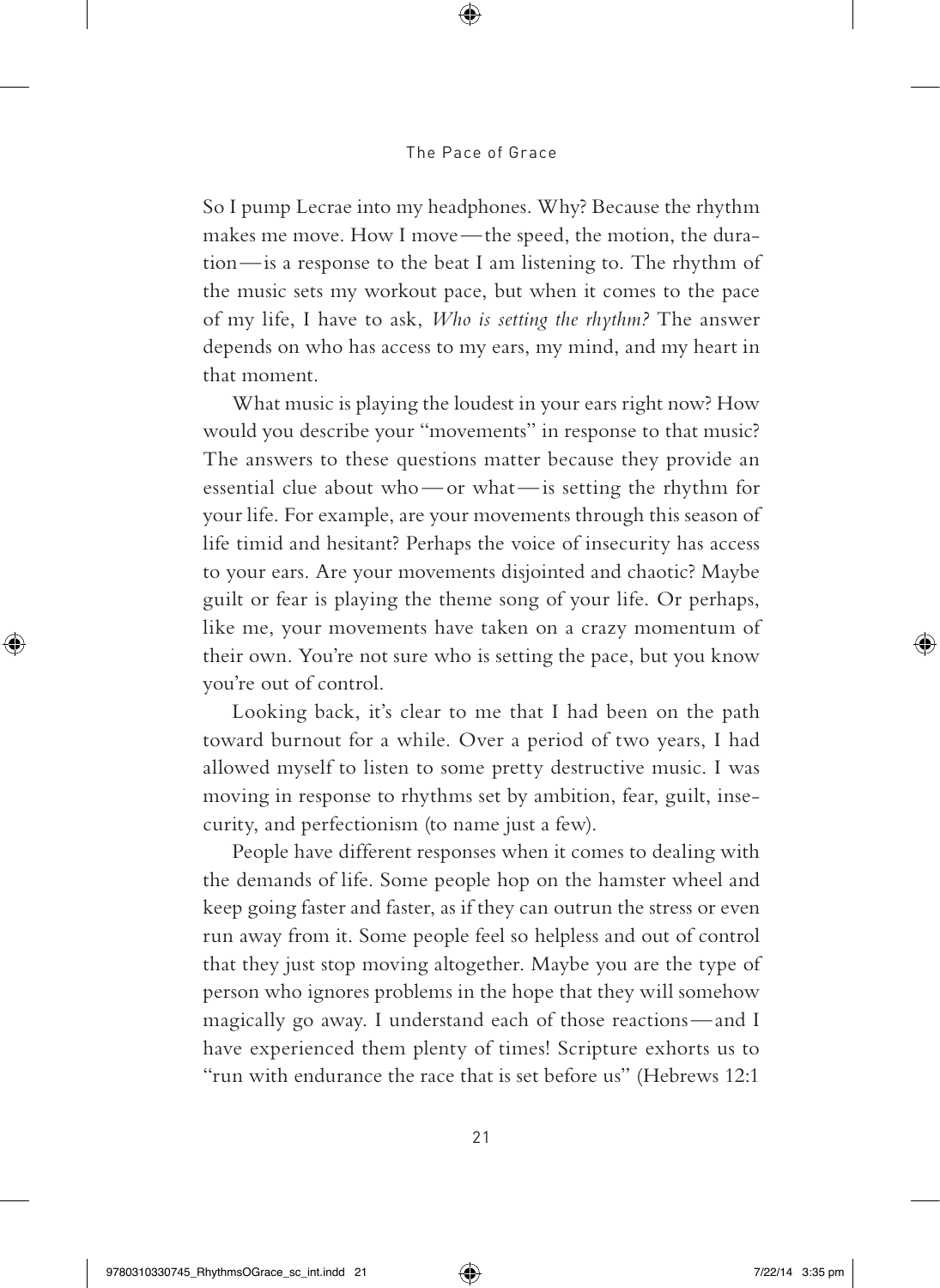So I pump Lecrae into my headphones. Why? Because the rhythm makes me move. How I move — the speed, the motion, the duration — is a response to the beat I am listening to. The rhythm of the music sets my workout pace, but when it comes to the pace of my life, I have to ask, *Who is setting the rhythm?* The answer depends on who has access to my ears, my mind, and my heart in that moment.

What music is playing the loudest in your ears right now? How would you describe your "movements" in response to that music? The answers to these questions matter because they provide an essential clue about who — or what — is setting the rhythm for your life. For example, are your movements through this season of life timid and hesitant? Perhaps the voice of insecurity has access to your ears. Are your movements disjointed and chaotic? Maybe guilt or fear is playing the theme song of your life. Or perhaps, like me, your movements have taken on a crazy momentum of their own. You're not sure who is setting the pace, but you know you're out of control.

Looking back, it's clear to me that I had been on the path toward burnout for a while. Over a period of two years, I had allowed myself to listen to some pretty destructive music. I was moving in response to rhythms set by ambition, fear, guilt, insecurity, and perfectionism (to name just a few).

People have different responses when it comes to dealing with the demands of life. Some people hop on the hamster wheel and keep going faster and faster, as if they can outrun the stress or even run away from it. Some people feel so helpless and out of control that they just stop moving altogether. Maybe you are the type of person who ignores problems in the hope that they will somehow magically go away. I understand each of those reactions — and I have experienced them plenty of times! Scripture exhorts us to "run with endurance the race that is set before us" (Hebrews 12:1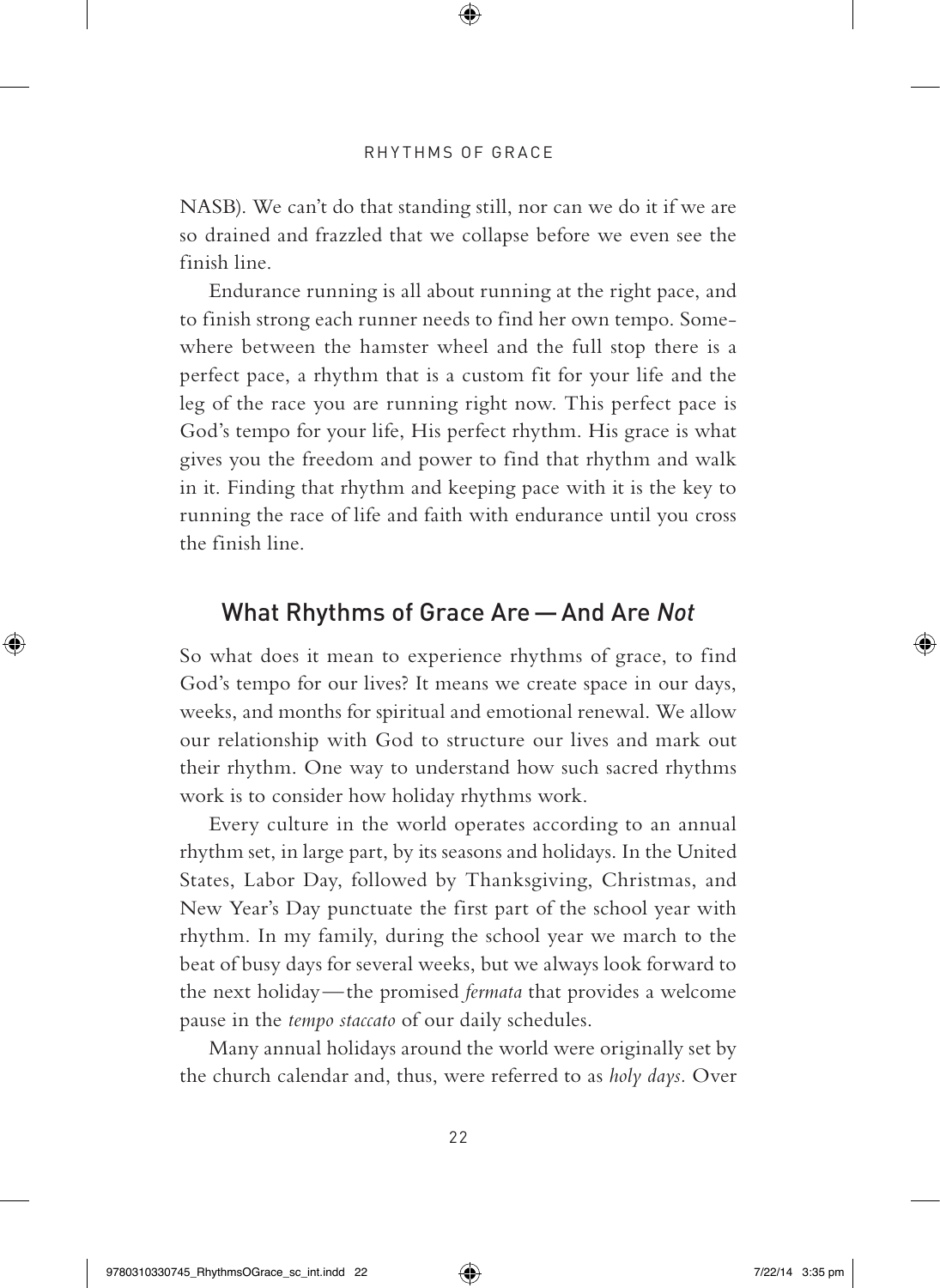NASB). We can't do that standing still, nor can we do it if we are so drained and frazzled that we collapse before we even see the finish line.

Endurance running is all about running at the right pace, and to finish strong each runner needs to find her own tempo. Somewhere between the hamster wheel and the full stop there is a perfect pace, a rhythm that is a custom fit for your life and the leg of the race you are running right now. This perfect pace is God's tempo for your life, His perfect rhythm. His grace is what gives you the freedom and power to find that rhythm and walk in it. Finding that rhythm and keeping pace with it is the key to running the race of life and faith with endurance until you cross the finish line.

## What Rhythms of Grace Are — And Are *Not*

So what does it mean to experience rhythms of grace, to find God's tempo for our lives? It means we create space in our days, weeks, and months for spiritual and emotional renewal. We allow our relationship with God to structure our lives and mark out their rhythm. One way to understand how such sacred rhythms work is to consider how holiday rhythms work.

Every culture in the world operates according to an annual rhythm set, in large part, by its seasons and holidays. In the United States, Labor Day, followed by Thanksgiving, Christmas, and New Year's Day punctuate the first part of the school year with rhythm. In my family, during the school year we march to the beat of busy days for several weeks, but we always look forward to the next holiday — the promised *fermata* that provides a welcome pause in the *tempo staccato* of our daily schedules.

Many annual holidays around the world were originally set by the church calendar and, thus, were referred to as *holy days*. Over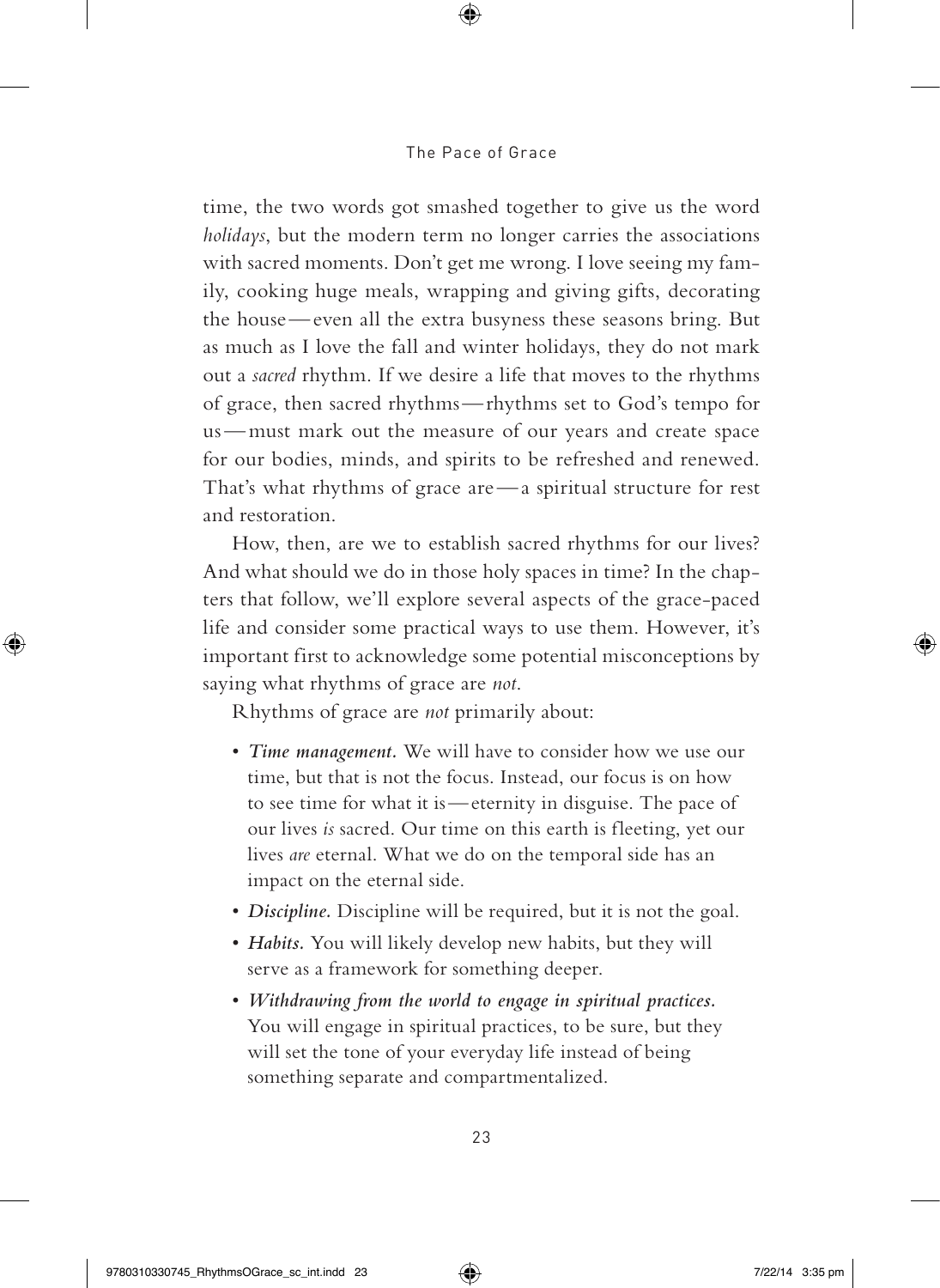time, the two words got smashed together to give us the word *holidays*, but the modern term no longer carries the associations with sacred moments. Don't get me wrong. I love seeing my family, cooking huge meals, wrapping and giving gifts, decorating the house—even all the extra busyness these seasons bring. But as much as I love the fall and winter holidays, they do not mark out a *sacred* rhythm. If we desire a life that moves to the rhythms of grace, then sacred rhythms—rhythms set to God's tempo for us—must mark out the measure of our years and create space for our bodies, minds, and spirits to be refreshed and renewed. That's what rhythms of grace are—a spiritual structure for rest and restoration.

How, then, are we to establish sacred rhythms for our lives? And what should we do in those holy spaces in time? In the chapters that follow, we'll explore several aspects of the grace-paced life and consider some practical ways to use them. However, it's important first to acknowledge some potential misconceptions by saying what rhythms of grace are *not*.

Rhythms of grace are *not* primarily about:

- ***Time management.*** We will have to consider how we use our time, but that is not the focus. Instead, our focus is on how to see time for what it is—eternity in disguise. The pace of our lives *is* sacred. Our time on this earth is fleeting, yet our lives *are* eternal. What we do on the temporal side has an impact on the eternal side.
- ***Discipline.*** Discipline will be required, but it is not the goal.
- ***Habits.*** You will likely develop new habits, but they will serve as a framework for something deeper.
- ***Withdrawing from the world to engage in spiritual practices.*** You will engage in spiritual practices, to be sure, but they will set the tone of your everyday life instead of being something separate and compartmentalized.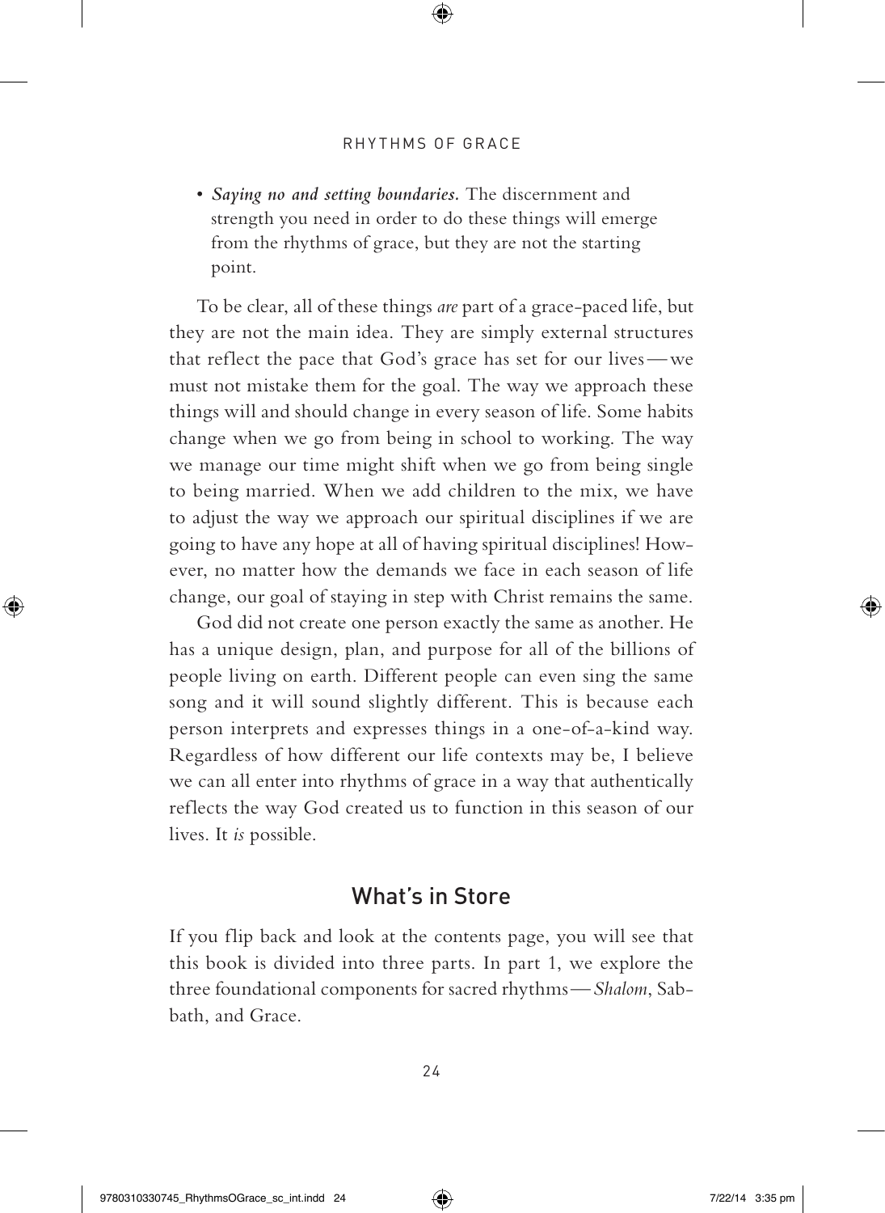- ***Saying no and setting boundaries.*** The discernment and strength you need in order to do these things will emerge from the rhythms of grace, but they are not the starting point.

To be clear, all of these things *are* part of a grace-paced life, but they are not the main idea. They are simply external structures that reflect the pace that God's grace has set for our lives—we must not mistake them for the goal. The way we approach these things will and should change in every season of life. Some habits change when we go from being in school to working. The way we manage our time might shift when we go from being single to being married. When we add children to the mix, we have to adjust the way we approach our spiritual disciplines if we are going to have any hope at all of having spiritual disciplines! However, no matter how the demands we face in each season of life change, our goal of staying in step with Christ remains the same.

God did not create one person exactly the same as another. He has a unique design, plan, and purpose for all of the billions of people living on earth. Different people can even sing the same song and it will sound slightly different. This is because each person interprets and expresses things in a one-of-a-kind way. Regardless of how different our life contexts may be, I believe we can all enter into rhythms of grace in a way that authentically reflects the way God created us to function in this season of our lives. It *is* possible.

## What's in Store

If you flip back and look at the contents page, you will see that this book is divided into three parts. In part 1, we explore the three foundational components for sacred rhythms—*Shalom*, Sabbath, and Grace.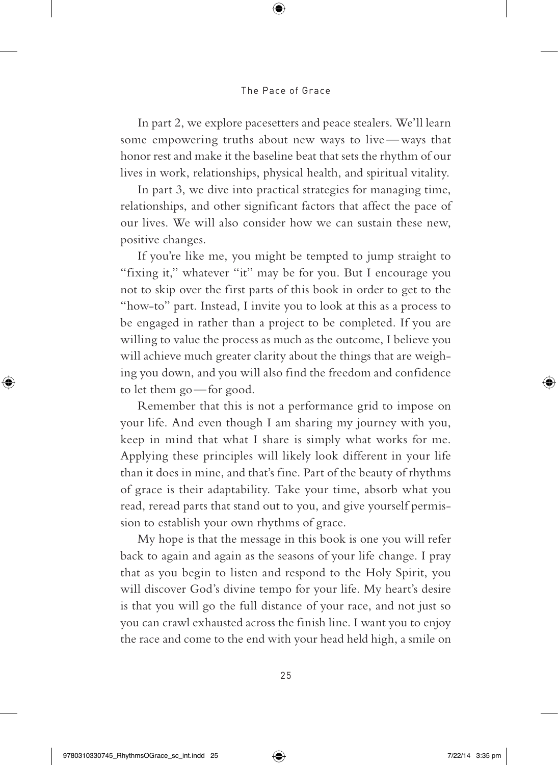In part 2, we explore pacesetters and peace stealers. We'll learn some empowering truths about new ways to live—ways that honor rest and make it the baseline beat that sets the rhythm of our lives in work, relationships, physical health, and spiritual vitality.

In part 3, we dive into practical strategies for managing time, relationships, and other significant factors that affect the pace of our lives. We will also consider how we can sustain these new, positive changes.

If you're like me, you might be tempted to jump straight to "fixing it," whatever "it" may be for you. But I encourage you not to skip over the first parts of this book in order to get to the "how-to" part. Instead, I invite you to look at this as a process to be engaged in rather than a project to be completed. If you are willing to value the process as much as the outcome, I believe you will achieve much greater clarity about the things that are weighing you down, and you will also find the freedom and confidence to let them go—for good.

Remember that this is not a performance grid to impose on your life. And even though I am sharing my journey with you, keep in mind that what I share is simply what works for me. Applying these principles will likely look different in your life than it does in mine, and that's fine. Part of the beauty of rhythms of grace is their adaptability. Take your time, absorb what you read, reread parts that stand out to you, and give yourself permission to establish your own rhythms of grace.

My hope is that the message in this book is one you will refer back to again and again as the seasons of your life change. I pray that as you begin to listen and respond to the Holy Spirit, you will discover God's divine tempo for your life. My heart's desire is that you will go the full distance of your race, and not just so you can crawl exhausted across the finish line. I want you to enjoy the race and come to the end with your head held high, a smile on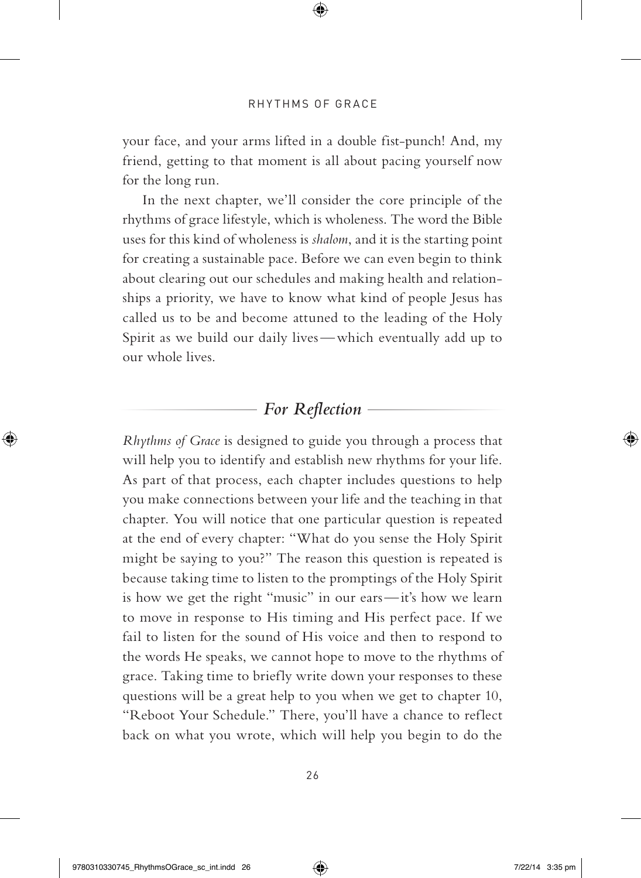your face, and your arms lifted in a double fist-punch! And, my friend, getting to that moment is all about pacing yourself now for the long run.

In the next chapter, we'll consider the core principle of the rhythms of grace lifestyle, which is wholeness. The word the Bible uses for this kind of wholeness is *shalom*, and it is the starting point for creating a sustainable pace. Before we can even begin to think about clearing out our schedules and making health and relationships a priority, we have to know what kind of people Jesus has called us to be and become attuned to the leading of the Holy Spirit as we build our daily lives—which eventually add up to our whole lives.

## *For Reflection*

*Rhythms of Grace* is designed to guide you through a process that will help you to identify and establish new rhythms for your life. As part of that process, each chapter includes questions to help you make connections between your life and the teaching in that chapter. You will notice that one particular question is repeated at the end of every chapter: "What do you sense the Holy Spirit might be saying to you?" The reason this question is repeated is because taking time to listen to the promptings of the Holy Spirit is how we get the right "music" in our ears—it's how we learn to move in response to His timing and His perfect pace. If we fail to listen for the sound of His voice and then to respond to the words He speaks, we cannot hope to move to the rhythms of grace. Taking time to briefly write down your responses to these questions will be a great help to you when we get to chapter 10, "Reboot Your Schedule." There, you'll have a chance to reflect back on what you wrote, which will help you begin to do the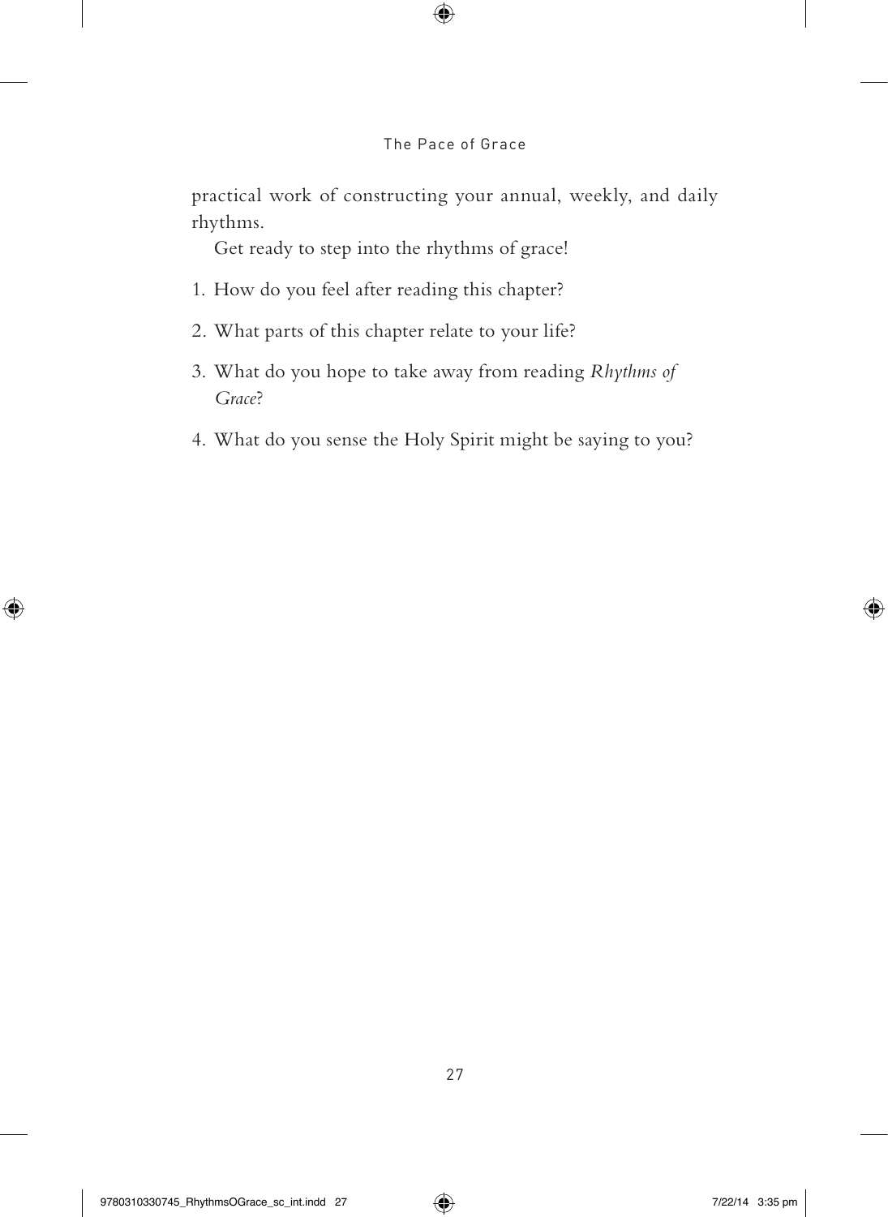practical work of constructing your annual, weekly, and daily rhythms.

Get ready to step into the rhythms of grace!

1. How do you feel after reading this chapter?
2. What parts of this chapter relate to your life?
3. What do you hope to take away from reading *Rhythms of Grace*?
4. What do you sense the Holy Spirit might be saying to you?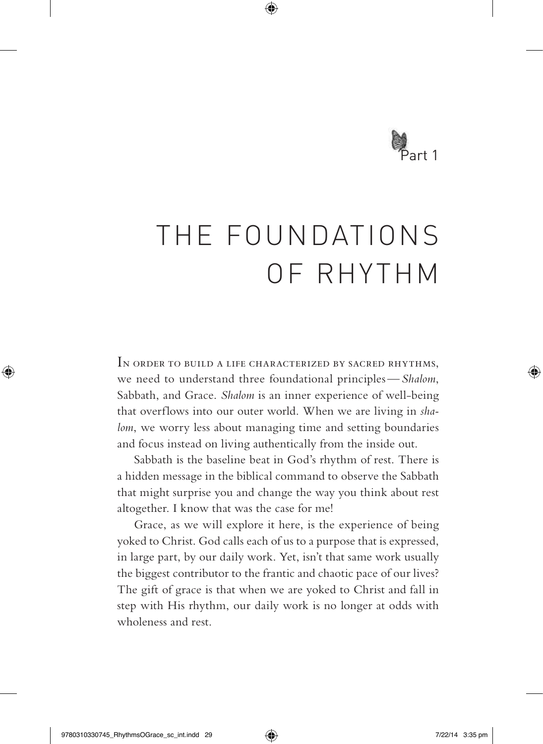Part 1

# THE FOUNDATIONS OF RHYTHM

In order to build a life characterized by sacred rhythms, we need to understand three foundational principles — *Shalom*, Sabbath, and Grace. *Shalom* is an inner experience of well-being that overflows into our outer world. When we are living in *shalom*, we worry less about managing time and setting boundaries and focus instead on living authentically from the inside out.

Sabbath is the baseline beat in God's rhythm of rest. There is a hidden message in the biblical command to observe the Sabbath that might surprise you and change the way you think about rest altogether. I know that was the case for me!

Grace, as we will explore it here, is the experience of being yoked to Christ. God calls each of us to a purpose that is expressed, in large part, by our daily work. Yet, isn't that same work usually the biggest contributor to the frantic and chaotic pace of our lives? The gift of grace is that when we are yoked to Christ and fall in step with His rhythm, our daily work is no longer at odds with wholeness and rest.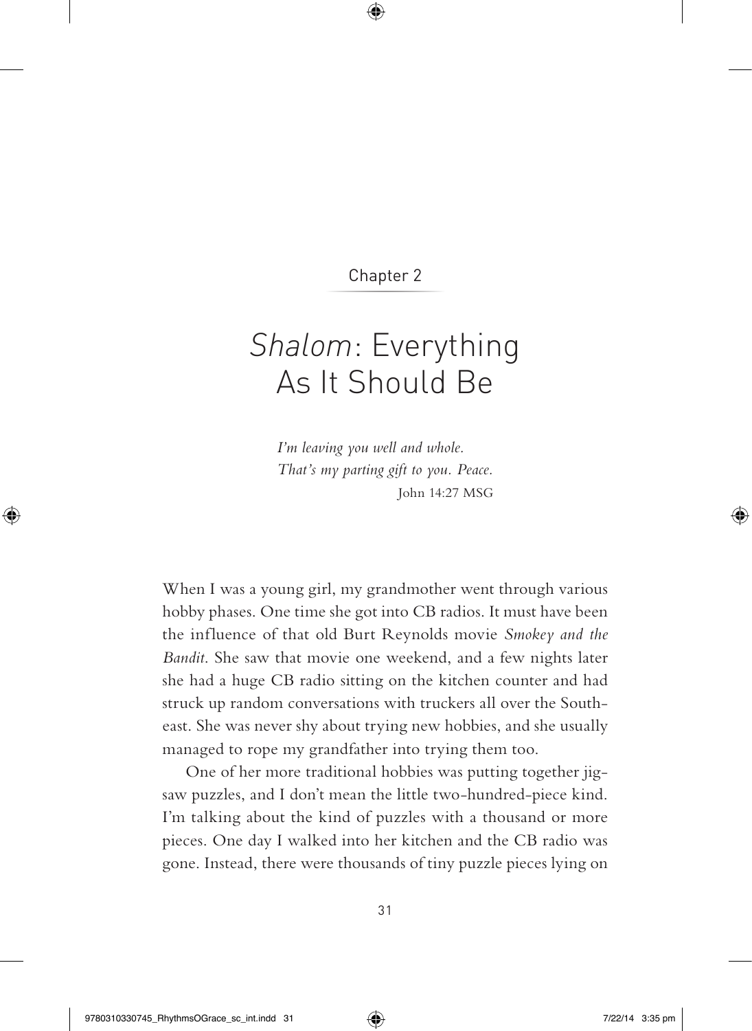Chapter 2

# *Shalom*: Everything As It Should Be

> *I'm leaving you well and whole.*
> *That's my parting gift to you. Peace.*
> John 14:27 MSG

When I was a young girl, my grandmother went through various hobby phases. One time she got into CB radios. It must have been the influence of that old Burt Reynolds movie *Smokey and the Bandit*. She saw that movie one weekend, and a few nights later she had a huge CB radio sitting on the kitchen counter and had struck up random conversations with truckers all over the Southeast. She was never shy about trying new hobbies, and she usually managed to rope my grandfather into trying them too.

One of her more traditional hobbies was putting together jigsaw puzzles, and I don't mean the little two-hundred-piece kind. I'm talking about the kind of puzzles with a thousand or more pieces. One day I walked into her kitchen and the CB radio was gone. Instead, there were thousands of tiny puzzle pieces lying on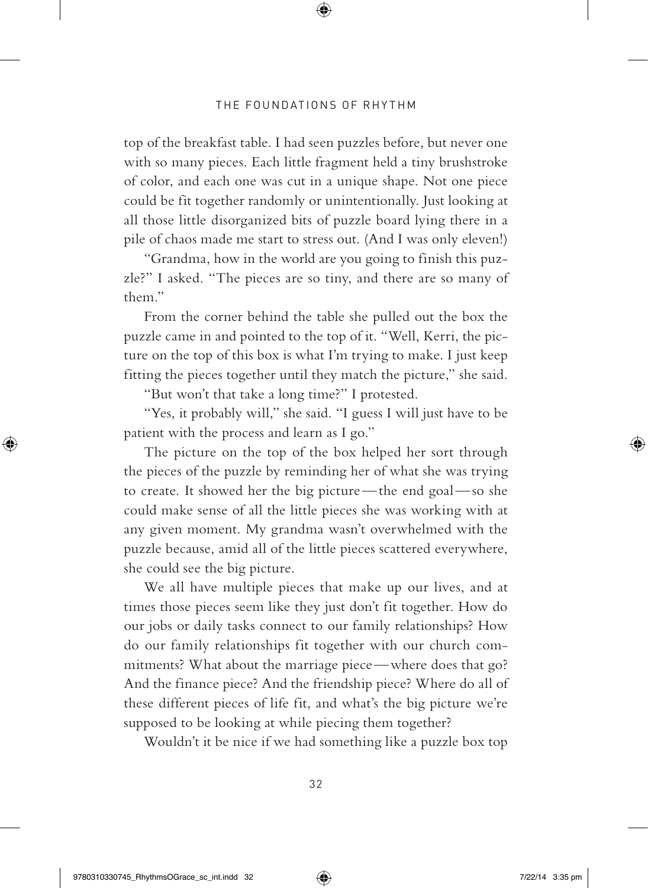top of the breakfast table. I had seen puzzles before, but never one with so many pieces. Each little fragment held a tiny brushstroke of color, and each one was cut in a unique shape. Not one piece could be fit together randomly or unintentionally. Just looking at all those little disorganized bits of puzzle board lying there in a pile of chaos made me start to stress out. (And I was only eleven!)

"Grandma, how in the world are you going to finish this puzzle?" I asked. "The pieces are so tiny, and there are so many of them."

From the corner behind the table she pulled out the box the puzzle came in and pointed to the top of it. "Well, Kerri, the picture on the top of this box is what I'm trying to make. I just keep fitting the pieces together until they match the picture," she said.

"But won't that take a long time?" I protested.

"Yes, it probably will," she said. "I guess I will just have to be patient with the process and learn as I go."

The picture on the top of the box helped her sort through the pieces of the puzzle by reminding her of what she was trying to create. It showed her the big picture—the end goal—so she could make sense of all the little pieces she was working with at any given moment. My grandma wasn't overwhelmed with the puzzle because, amid all of the little pieces scattered everywhere, she could see the big picture.

We all have multiple pieces that make up our lives, and at times those pieces seem like they just don't fit together. How do our jobs or daily tasks connect to our family relationships? How do our family relationships fit together with our church commitments? What about the marriage piece—where does that go? And the finance piece? And the friendship piece? Where do all of these different pieces of life fit, and what's the big picture we're supposed to be looking at while piecing them together?

Wouldn't it be nice if we had something like a puzzle box top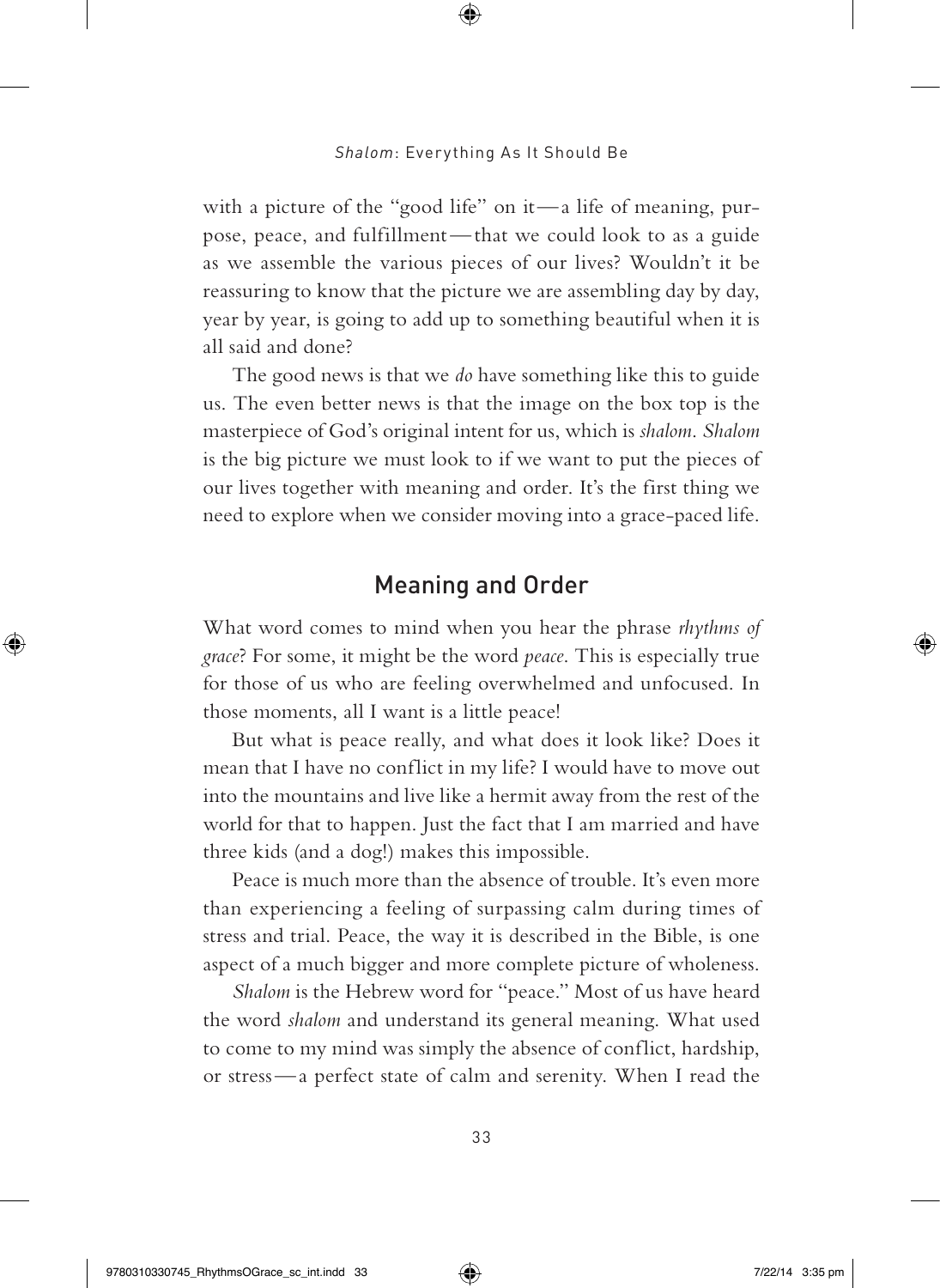with a picture of the "good life" on it—a life of meaning, purpose, peace, and fulfillment—that we could look to as a guide as we assemble the various pieces of our lives? Wouldn't it be reassuring to know that the picture we are assembling day by day, year by year, is going to add up to something beautiful when it is all said and done?

The good news is that we *do* have something like this to guide us. The even better news is that the image on the box top is the masterpiece of God's original intent for us, which is *shalom*. *Shalom* is the big picture we must look to if we want to put the pieces of our lives together with meaning and order. It's the first thing we need to explore when we consider moving into a grace-paced life.

## Meaning and Order

What word comes to mind when you hear the phrase *rhythms of grace*? For some, it might be the word *peace*. This is especially true for those of us who are feeling overwhelmed and unfocused. In those moments, all I want is a little peace!

But what is peace really, and what does it look like? Does it mean that I have no conflict in my life? I would have to move out into the mountains and live like a hermit away from the rest of the world for that to happen. Just the fact that I am married and have three kids (and a dog!) makes this impossible.

Peace is much more than the absence of trouble. It's even more than experiencing a feeling of surpassing calm during times of stress and trial. Peace, the way it is described in the Bible, is one aspect of a much bigger and more complete picture of wholeness.

*Shalom* is the Hebrew word for "peace." Most of us have heard the word *shalom* and understand its general meaning. What used to come to my mind was simply the absence of conflict, hardship, or stress—a perfect state of calm and serenity. When I read the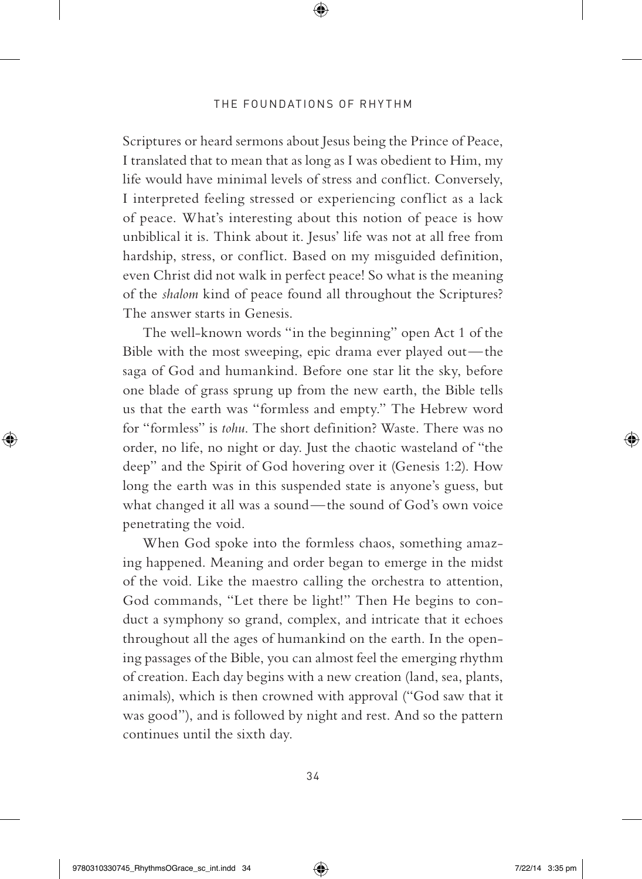Scriptures or heard sermons about Jesus being the Prince of Peace, I translated that to mean that as long as I was obedient to Him, my life would have minimal levels of stress and conflict. Conversely, I interpreted feeling stressed or experiencing conflict as a lack of peace. What's interesting about this notion of peace is how unbiblical it is. Think about it. Jesus' life was not at all free from hardship, stress, or conflict. Based on my misguided definition, even Christ did not walk in perfect peace! So what is the meaning of the *shalom* kind of peace found all throughout the Scriptures? The answer starts in Genesis.

The well-known words "in the beginning" open Act 1 of the Bible with the most sweeping, epic drama ever played out—the saga of God and humankind. Before one star lit the sky, before one blade of grass sprung up from the new earth, the Bible tells us that the earth was "formless and empty." The Hebrew word for "formless" is *tohu*. The short definition? Waste. There was no order, no life, no night or day. Just the chaotic wasteland of "the deep" and the Spirit of God hovering over it (Genesis 1:2). How long the earth was in this suspended state is anyone's guess, but what changed it all was a sound—the sound of God's own voice penetrating the void.

When God spoke into the formless chaos, something amazing happened. Meaning and order began to emerge in the midst of the void. Like the maestro calling the orchestra to attention, God commands, "Let there be light!" Then He begins to conduct a symphony so grand, complex, and intricate that it echoes throughout all the ages of humankind on the earth. In the opening passages of the Bible, you can almost feel the emerging rhythm of creation. Each day begins with a new creation (land, sea, plants, animals), which is then crowned with approval ("God saw that it was good"), and is followed by night and rest. And so the pattern continues until the sixth day.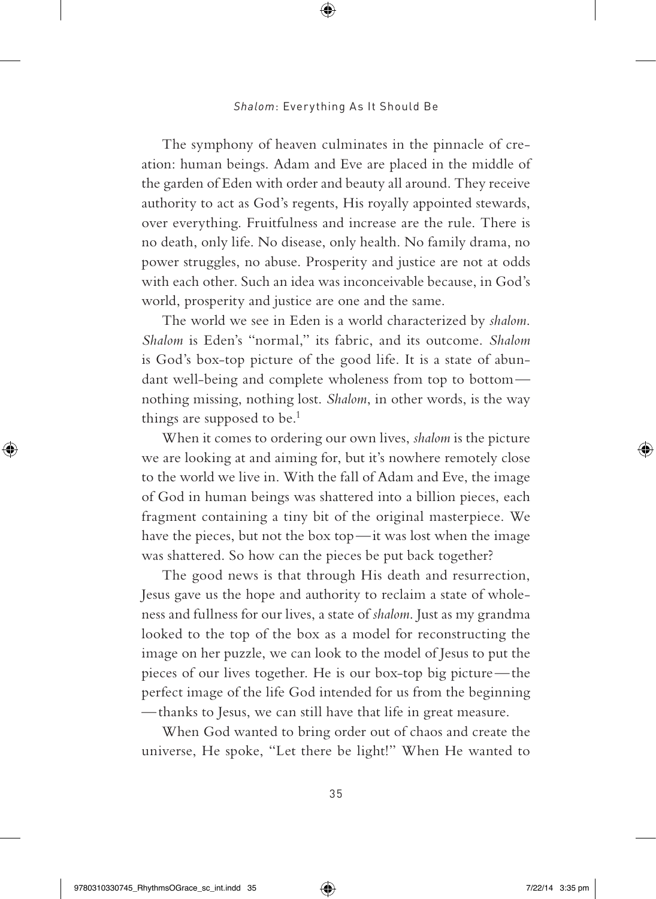The symphony of heaven culminates in the pinnacle of creation: human beings. Adam and Eve are placed in the middle of the garden of Eden with order and beauty all around. They receive authority to act as God's regents, His royally appointed stewards, over everything. Fruitfulness and increase are the rule. There is no death, only life. No disease, only health. No family drama, no power struggles, no abuse. Prosperity and justice are not at odds with each other. Such an idea was inconceivable because, in God's world, prosperity and justice are one and the same.

The world we see in Eden is a world characterized by *shalom*. *Shalom* is Eden's "normal," its fabric, and its outcome. *Shalom* is God's box-top picture of the good life. It is a state of abundant well-being and complete wholeness from top to bottom—nothing missing, nothing lost. *Shalom*, in other words, is the way things are supposed to be.[1]

When it comes to ordering our own lives, *shalom* is the picture we are looking at and aiming for, but it's nowhere remotely close to the world we live in. With the fall of Adam and Eve, the image of God in human beings was shattered into a billion pieces, each fragment containing a tiny bit of the original masterpiece. We have the pieces, but not the box top—it was lost when the image was shattered. So how can the pieces be put back together?

The good news is that through His death and resurrection, Jesus gave us the hope and authority to reclaim a state of wholeness and fullness for our lives, a state of *shalom*. Just as my grandma looked to the top of the box as a model for reconstructing the image on her puzzle, we can look to the model of Jesus to put the pieces of our lives together. He is our box-top big picture—the perfect image of the life God intended for us from the beginning—thanks to Jesus, we can still have that life in great measure.

When God wanted to bring order out of chaos and create the universe, He spoke, "Let there be light!" When He wanted to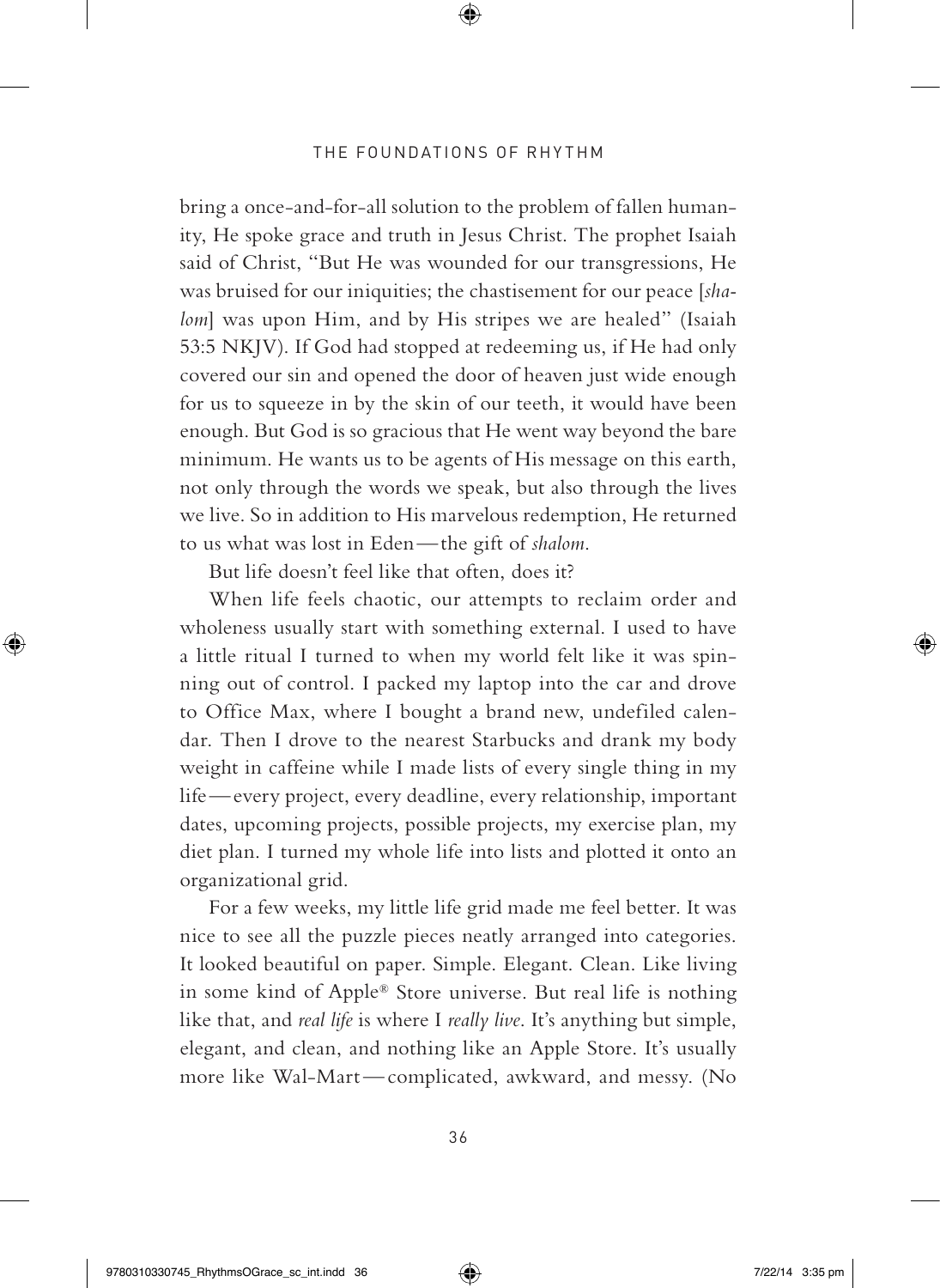bring a once-and-for-all solution to the problem of fallen humanity, He spoke grace and truth in Jesus Christ. The prophet Isaiah said of Christ, "But He was wounded for our transgressions, He was bruised for our iniquities; the chastisement for our peace [*shalom*] was upon Him, and by His stripes we are healed" (Isaiah 53:5 NKJV). If God had stopped at redeeming us, if He had only covered our sin and opened the door of heaven just wide enough for us to squeeze in by the skin of our teeth, it would have been enough. But God is so gracious that He went way beyond the bare minimum. He wants us to be agents of His message on this earth, not only through the words we speak, but also through the lives we live. So in addition to His marvelous redemption, He returned to us what was lost in Eden—the gift of *shalom*.

But life doesn't feel like that often, does it?

When life feels chaotic, our attempts to reclaim order and wholeness usually start with something external. I used to have a little ritual I turned to when my world felt like it was spinning out of control. I packed my laptop into the car and drove to Office Max, where I bought a brand new, undefiled calendar. Then I drove to the nearest Starbucks and drank my body weight in caffeine while I made lists of every single thing in my life—every project, every deadline, every relationship, important dates, upcoming projects, possible projects, my exercise plan, my diet plan. I turned my whole life into lists and plotted it onto an organizational grid.

For a few weeks, my little life grid made me feel better. It was nice to see all the puzzle pieces neatly arranged into categories. It looked beautiful on paper. Simple. Elegant. Clean. Like living in some kind of Apple® Store universe. But real life is nothing like that, and *real life* is where I *really live*. It's anything but simple, elegant, and clean, and nothing like an Apple Store. It's usually more like Wal-Mart—complicated, awkward, and messy. (No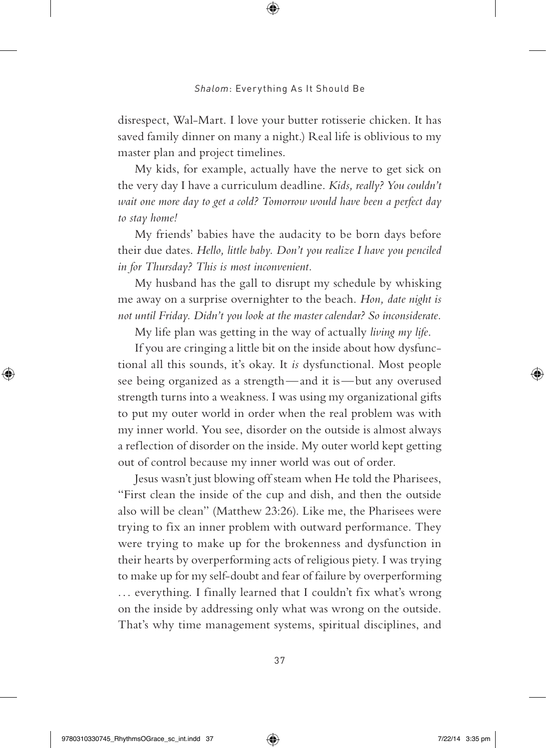disrespect, Wal-Mart. I love your butter rotisserie chicken. It has saved family dinner on many a night.) Real life is oblivious to my master plan and project timelines.

My kids, for example, actually have the nerve to get sick on the very day I have a curriculum deadline. *Kids, really? You couldn't wait one more day to get a cold? Tomorrow would have been a perfect day to stay home!*

My friends' babies have the audacity to be born days before their due dates. *Hello, little baby. Don't you realize I have you penciled in for Thursday? This is most inconvenient.*

My husband has the gall to disrupt my schedule by whisking me away on a surprise overnighter to the beach. *Hon, date night is not until Friday. Didn't you look at the master calendar? So inconsiderate.*

My life plan was getting in the way of actually *living my life*.

If you are cringing a little bit on the inside about how dysfunctional all this sounds, it's okay. It *is* dysfunctional. Most people see being organized as a strength—and it is—but any overused strength turns into a weakness. I was using my organizational gifts to put my outer world in order when the real problem was with my inner world. You see, disorder on the outside is almost always a reflection of disorder on the inside. My outer world kept getting out of control because my inner world was out of order.

Jesus wasn't just blowing off steam when He told the Pharisees, "First clean the inside of the cup and dish, and then the outside also will be clean" (Matthew 23:26). Like me, the Pharisees were trying to fix an inner problem with outward performance. They were trying to make up for the brokenness and dysfunction in their hearts by overperforming acts of religious piety. I was trying to make up for my self-doubt and fear of failure by overperforming . . . everything. I finally learned that I couldn't fix what's wrong on the inside by addressing only what was wrong on the outside. That's why time management systems, spiritual disciplines, and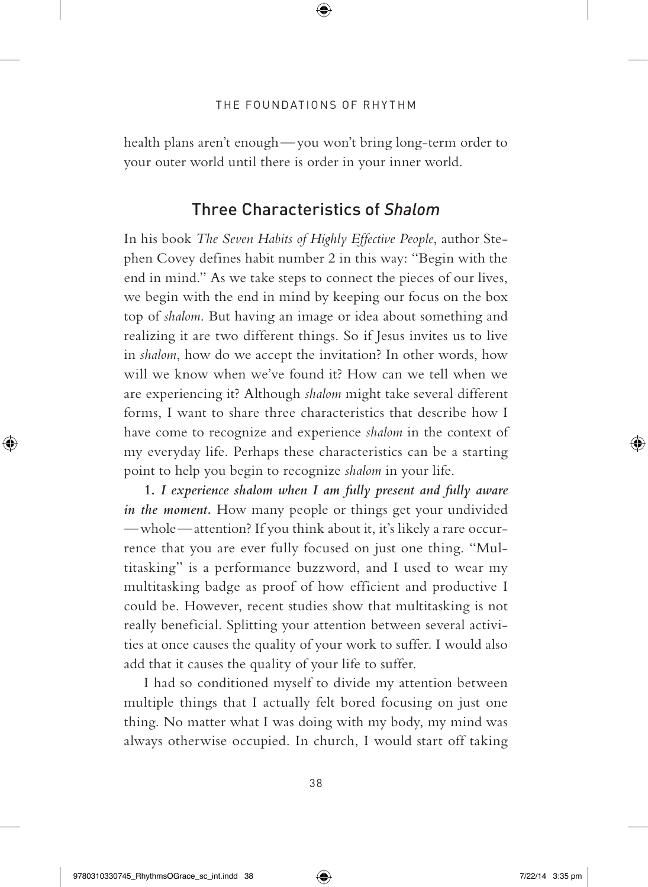health plans aren't enough — you won't bring long-term order to your outer world until there is order in your inner world.

## Three Characteristics of *Shalom*

In his book *The Seven Habits of Highly Effective People*, author Stephen Covey defines habit number 2 in this way: "Begin with the end in mind." As we take steps to connect the pieces of our lives, we begin with the end in mind by keeping our focus on the box top of *shalom*. But having an image or idea about something and realizing it are two different things. So if Jesus invites us to live in *shalom*, how do we accept the invitation? In other words, how will we know when we've found it? How can we tell when we are experiencing it? Although *shalom* might take several different forms, I want to share three characteristics that describe how I have come to recognize and experience *shalom* in the context of my everyday life. Perhaps these characteristics can be a starting point to help you begin to recognize *shalom* in your life.

**1.** ***I experience shalom when I am fully present and fully aware in the moment.*** How many people or things get your undivided — whole — attention? If you think about it, it's likely a rare occurrence that you are ever fully focused on just one thing. "Multitasking" is a performance buzzword, and I used to wear my multitasking badge as proof of how efficient and productive I could be. However, recent studies show that multitasking is not really beneficial. Splitting your attention between several activities at once causes the quality of your work to suffer. I would also add that it causes the quality of your life to suffer.

I had so conditioned myself to divide my attention between multiple things that I actually felt bored focusing on just one thing. No matter what I was doing with my body, my mind was always otherwise occupied. In church, I would start off taking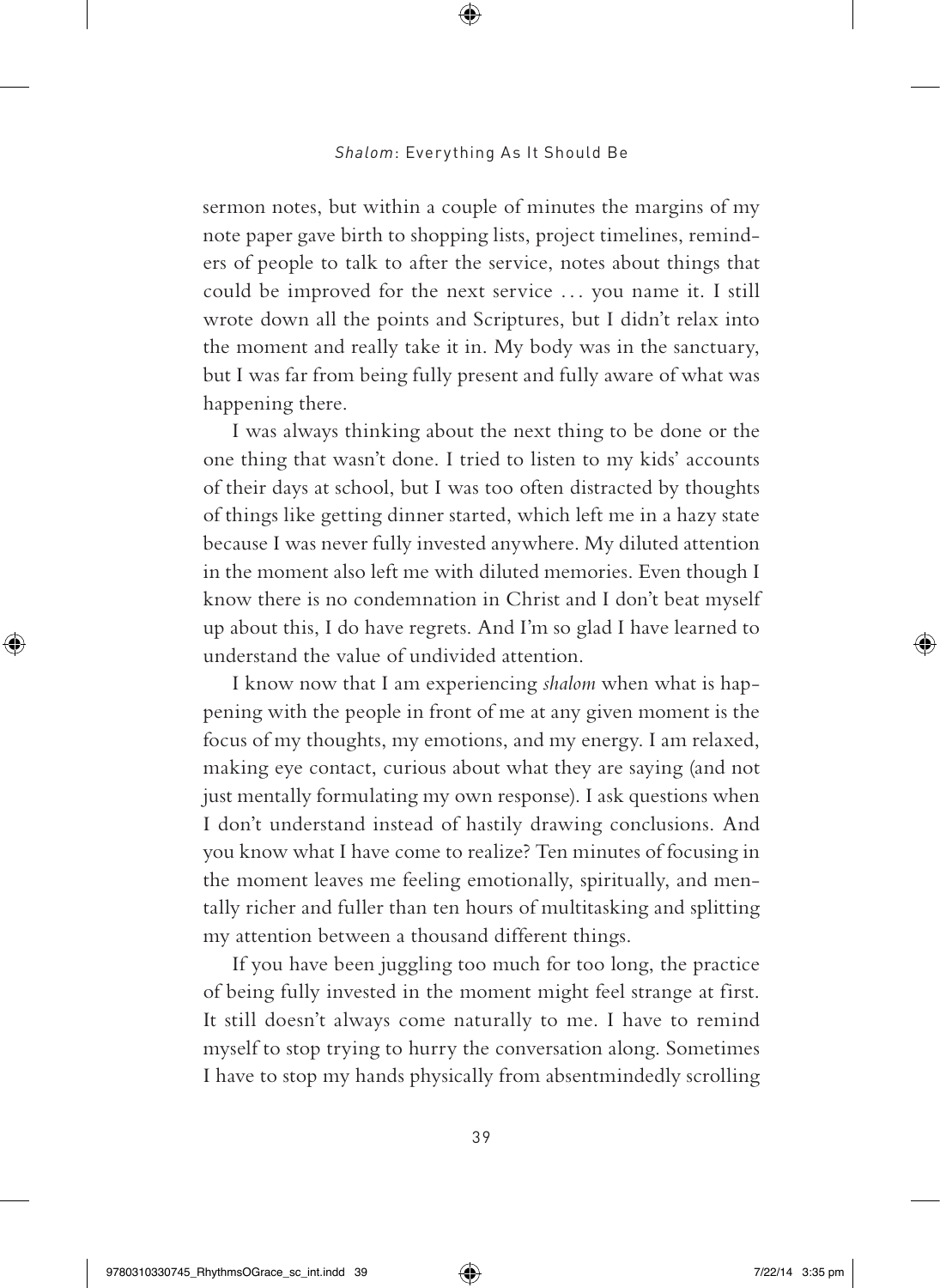sermon notes, but within a couple of minutes the margins of my note paper gave birth to shopping lists, project timelines, reminders of people to talk to after the service, notes about things that could be improved for the next service . . . you name it. I still wrote down all the points and Scriptures, but I didn't relax into the moment and really take it in. My body was in the sanctuary, but I was far from being fully present and fully aware of what was happening there.

I was always thinking about the next thing to be done or the one thing that wasn't done. I tried to listen to my kids' accounts of their days at school, but I was too often distracted by thoughts of things like getting dinner started, which left me in a hazy state because I was never fully invested anywhere. My diluted attention in the moment also left me with diluted memories. Even though I know there is no condemnation in Christ and I don't beat myself up about this, I do have regrets. And I'm so glad I have learned to understand the value of undivided attention.

I know now that I am experiencing *shalom* when what is happening with the people in front of me at any given moment is the focus of my thoughts, my emotions, and my energy. I am relaxed, making eye contact, curious about what they are saying (and not just mentally formulating my own response). I ask questions when I don't understand instead of hastily drawing conclusions. And you know what I have come to realize? Ten minutes of focusing in the moment leaves me feeling emotionally, spiritually, and mentally richer and fuller than ten hours of multitasking and splitting my attention between a thousand different things.

If you have been juggling too much for too long, the practice of being fully invested in the moment might feel strange at first. It still doesn't always come naturally to me. I have to remind myself to stop trying to hurry the conversation along. Sometimes I have to stop my hands physically from absentmindedly scrolling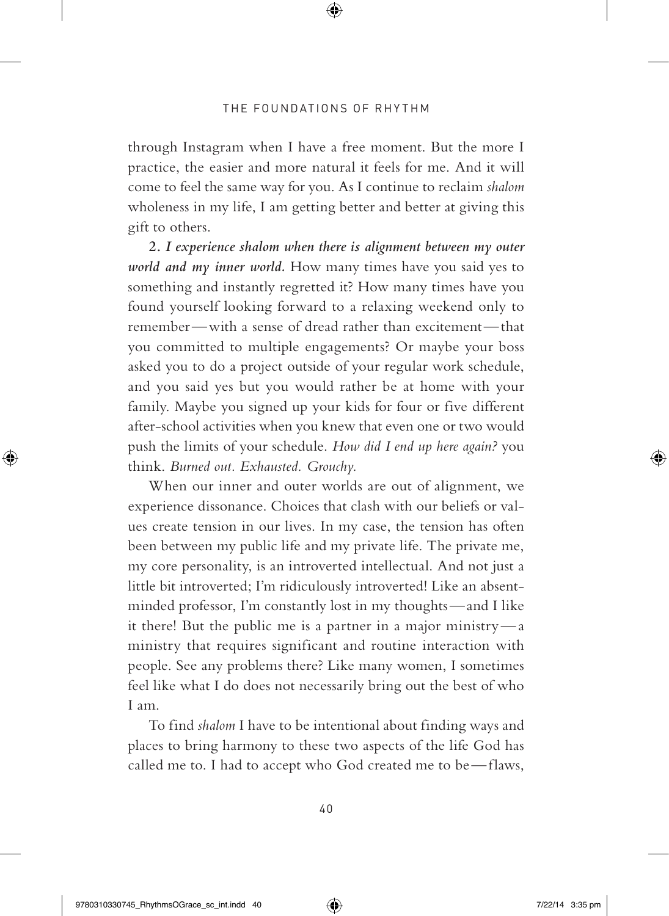through Instagram when I have a free moment. But the more I practice, the easier and more natural it feels for me. And it will come to feel the same way for you. As I continue to reclaim *shalom* wholeness in my life, I am getting better and better at giving this gift to others.

2. *I experience shalom when there is alignment between my outer world and my inner world.* How many times have you said yes to something and instantly regretted it? How many times have you found yourself looking forward to a relaxing weekend only to remember—with a sense of dread rather than excitement—that you committed to multiple engagements? Or maybe your boss asked you to do a project outside of your regular work schedule, and you said yes but you would rather be at home with your family. Maybe you signed up your kids for four or five different after-school activities when you knew that even one or two would push the limits of your schedule. *How did I end up here again?* you think. *Burned out. Exhausted. Grouchy.*

When our inner and outer worlds are out of alignment, we experience dissonance. Choices that clash with our beliefs or values create tension in our lives. In my case, the tension has often been between my public life and my private life. The private me, my core personality, is an introverted intellectual. And not just a little bit introverted; I'm ridiculously introverted! Like an absent-minded professor, I'm constantly lost in my thoughts—and I like it there! But the public me is a partner in a major ministry—a ministry that requires significant and routine interaction with people. See any problems there? Like many women, I sometimes feel like what I do does not necessarily bring out the best of who I am.

To find *shalom* I have to be intentional about finding ways and places to bring harmony to these two aspects of the life God has called me to. I had to accept who God created me to be—flaws,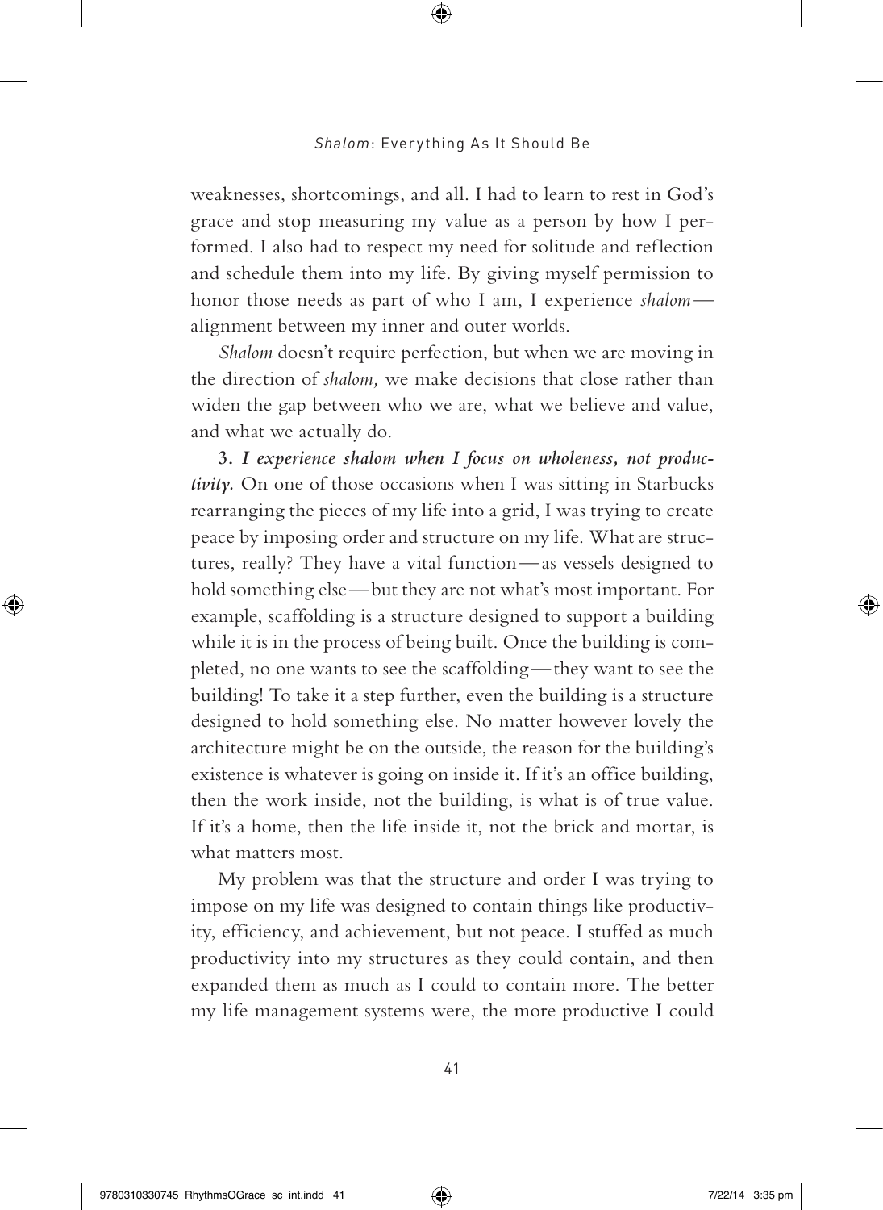weaknesses, shortcomings, and all. I had to learn to rest in God's grace and stop measuring my value as a person by how I performed. I also had to respect my need for solitude and reflection and schedule them into my life. By giving myself permission to honor those needs as part of who I am, I experience *shalom*—alignment between my inner and outer worlds.

*Shalom* doesn't require perfection, but when we are moving in the direction of *shalom,* we make decisions that close rather than widen the gap between who we are, what we believe and value, and what we actually do.

3. *I experience shalom when I focus on wholeness, not productivity.* On one of those occasions when I was sitting in Starbucks rearranging the pieces of my life into a grid, I was trying to create peace by imposing order and structure on my life. What are structures, really? They have a vital function—as vessels designed to hold something else—but they are not what's most important. For example, scaffolding is a structure designed to support a building while it is in the process of being built. Once the building is completed, no one wants to see the scaffolding—they want to see the building! To take it a step further, even the building is a structure designed to hold something else. No matter however lovely the architecture might be on the outside, the reason for the building's existence is whatever is going on inside it. If it's an office building, then the work inside, not the building, is what is of true value. If it's a home, then the life inside it, not the brick and mortar, is what matters most.

My problem was that the structure and order I was trying to impose on my life was designed to contain things like productivity, efficiency, and achievement, but not peace. I stuffed as much productivity into my structures as they could contain, and then expanded them as much as I could to contain more. The better my life management systems were, the more productive I could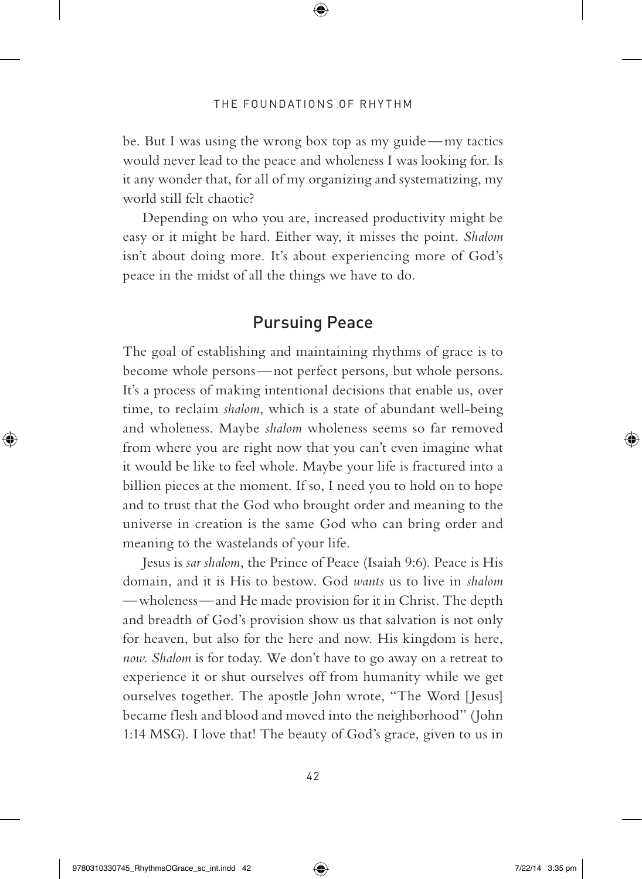be. But I was using the wrong box top as my guide—my tactics would never lead to the peace and wholeness I was looking for. Is it any wonder that, for all of my organizing and systematizing, my world still felt chaotic?

Depending on who you are, increased productivity might be easy or it might be hard. Either way, it misses the point. *Shalom* isn't about doing more. It's about experiencing more of God's peace in the midst of all the things we have to do.

## Pursuing Peace

The goal of establishing and maintaining rhythms of grace is to become whole persons—not perfect persons, but whole persons. It's a process of making intentional decisions that enable us, over time, to reclaim *shalom*, which is a state of abundant well-being and wholeness. Maybe *shalom* wholeness seems so far removed from where you are right now that you can't even imagine what it would be like to feel whole. Maybe your life is fractured into a billion pieces at the moment. If so, I need you to hold on to hope and to trust that the God who brought order and meaning to the universe in creation is the same God who can bring order and meaning to the wastelands of your life.

Jesus is *sar shalom*, the Prince of Peace (Isaiah 9:6). Peace is His domain, and it is His to bestow. God *wants* us to live in *shalom*—wholeness—and He made provision for it in Christ. The depth and breadth of God's provision show us that salvation is not only for heaven, but also for the here and now. His kingdom is here, *now. Shalom* is for today. We don't have to go away on a retreat to experience it or shut ourselves off from humanity while we get ourselves together. The apostle John wrote, "The Word [Jesus] became flesh and blood and moved into the neighborhood" (John 1:14 MSG). I love that! The beauty of God's grace, given to us in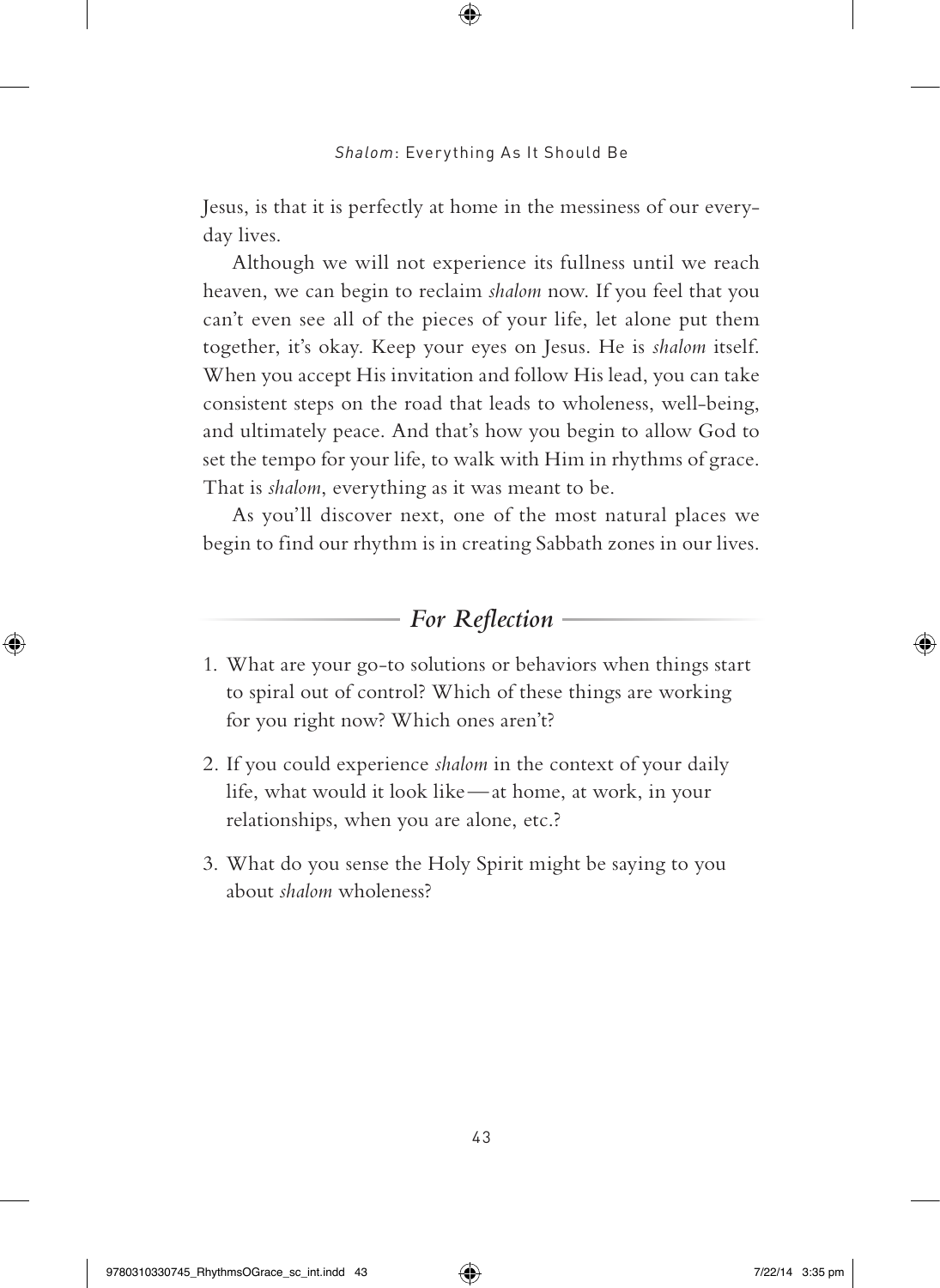Jesus, is that it is perfectly at home in the messiness of our everyday lives.

Although we will not experience its fullness until we reach heaven, we can begin to reclaim *shalom* now. If you feel that you can't even see all of the pieces of your life, let alone put them together, it's okay. Keep your eyes on Jesus. He is *shalom* itself. When you accept His invitation and follow His lead, you can take consistent steps on the road that leads to wholeness, well-being, and ultimately peace. And that's how you begin to allow God to set the tempo for your life, to walk with Him in rhythms of grace. That is *shalom*, everything as it was meant to be.

As you'll discover next, one of the most natural places we begin to find our rhythm is in creating Sabbath zones in our lives.

## *For Reflection*

1. What are your go-to solutions or behaviors when things start to spiral out of control? Which of these things are working for you right now? Which ones aren't?

2. If you could experience *shalom* in the context of your daily life, what would it look like—at home, at work, in your relationships, when you are alone, etc.?

3. What do you sense the Holy Spirit might be saying to you about *shalom* wholeness?